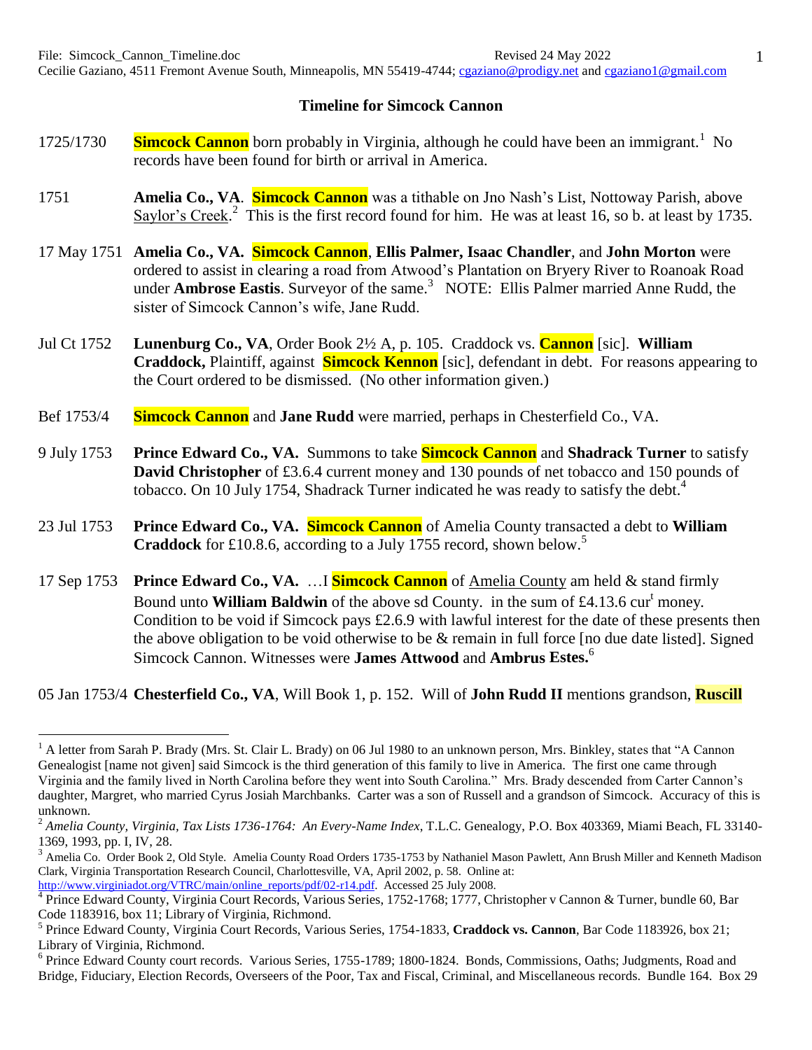File: Simcock_Cannon_Timeline.doc Revised 24 May 2022

Cecilie Gaziano, 4511 Fremont Avenue South, Minneapolis, MN 55419-4744; cgaziano@prodigy.net and cgaziano1@gmail.com

## Timeline for Simcock Cannon

1725/1730 — **Simcock Cannon** born probably in Virginia, although he could have been an immigrant.[1] No records have been found for birth or arrival in America.

1751 — **Amelia Co., VA**. **Simcock Cannon** was a tithable on Jno Nash's List, Nottoway Parish, above Saylor's Creek.[2] This is the first record found for him. He was at least 16, so b. at least by 1735.

17 May 1751 — **Amelia Co., VA. Simcock Cannon**, **Ellis Palmer, Isaac Chandler**, and **John Morton** were ordered to assist in clearing a road from Atwood's Plantation on Bryery River to Roanoak Road under **Ambrose Eastis**. Surveyor of the same.[3] NOTE: Ellis Palmer married Anne Rudd, the sister of Simcock Cannon's wife, Jane Rudd.

Jul Ct 1752 — **Lunenburg Co., VA**, Order Book 2½ A, p. 105. Craddock vs. **Cannon** [sic]. **William Craddock,** Plaintiff, against **Simcock Kennon** [sic], defendant in debt. For reasons appearing to the Court ordered to be dismissed. (No other information given.)

Bef 1753/4 — **Simcock Cannon** and **Jane Rudd** were married, perhaps in Chesterfield Co., VA.

9 July 1753 — **Prince Edward Co., VA.** Summons to take **Simcock Cannon** and **Shadrack Turner** to satisfy **David Christopher** of £3.6.4 current money and 130 pounds of net tobacco and 150 pounds of tobacco. On 10 July 1754, Shadrack Turner indicated he was ready to satisfy the debt.[4]

23 Jul 1753 — **Prince Edward Co., VA. Simcock Cannon** of Amelia County transacted a debt to **William Craddock** for £10.8.6, according to a July 1755 record, shown below.[5]

17 Sep 1753 — **Prince Edward Co., VA.** …I **Simcock Cannon** of Amelia County am held & stand firmly Bound unto **William Baldwin** of the above sd County. in the sum of £4.13.6 cur[t] money. Condition to be void if Simcock pays £2.6.9 with lawful interest for the date of these presents then the above obligation to be void otherwise to be & remain in full force [no due date listed]. Signed Simcock Cannon. Witnesses were **James Attwood** and **Ambrus Estes.**[6]

05 Jan 1753/4 — **Chesterfield Co., VA**, Will Book 1, p. 152. Will of **John Rudd II** mentions grandson, **Ruscill**

---

[1] A letter from Sarah P. Brady (Mrs. St. Clair L. Brady) on 06 Jul 1980 to an unknown person, Mrs. Binkley, states that "A Cannon Genealogist [name not given] said Simcock is the third generation of this family to live in America. The first one came through Virginia and the family lived in North Carolina before they went into South Carolina." Mrs. Brady descended from Carter Cannon's daughter, Margret, who married Cyrus Josiah Marchbanks. Carter was a son of Russell and a grandson of Simcock. Accuracy of this is unknown.

[2] *Amelia County, Virginia, Tax Lists 1736-1764: An Every-Name Index*, T.L.C. Genealogy, P.O. Box 403369, Miami Beach, FL 33140-1369, 1993, pp. I, IV, 28.

[3] Amelia Co. Order Book 2, Old Style. Amelia County Road Orders 1735-1753 by Nathaniel Mason Pawlett, Ann Brush Miller and Kenneth Madison Clark, Virginia Transportation Research Council, Charlottesville, VA, April 2002, p. 58. Online at: http://www.virginiadot.org/VTRC/main/online_reports/pdf/02-r14.pdf. Accessed 25 July 2008.

[4] Prince Edward County, Virginia Court Records, Various Series, 1752-1768; 1777, Christopher v Cannon & Turner, bundle 60, Bar Code 1183916, box 11; Library of Virginia, Richmond.

[5] Prince Edward County, Virginia Court Records, Various Series, 1754-1833, **Craddock vs. Cannon**, Bar Code 1183926, box 21; Library of Virginia, Richmond.

[6] Prince Edward County court records. Various Series, 1755-1789; 1800-1824. Bonds, Commissions, Oaths; Judgments, Road and Bridge, Fiduciary, Election Records, Overseers of the Poor, Tax and Fiscal, Criminal, and Miscellaneous records. Bundle 164. Box 29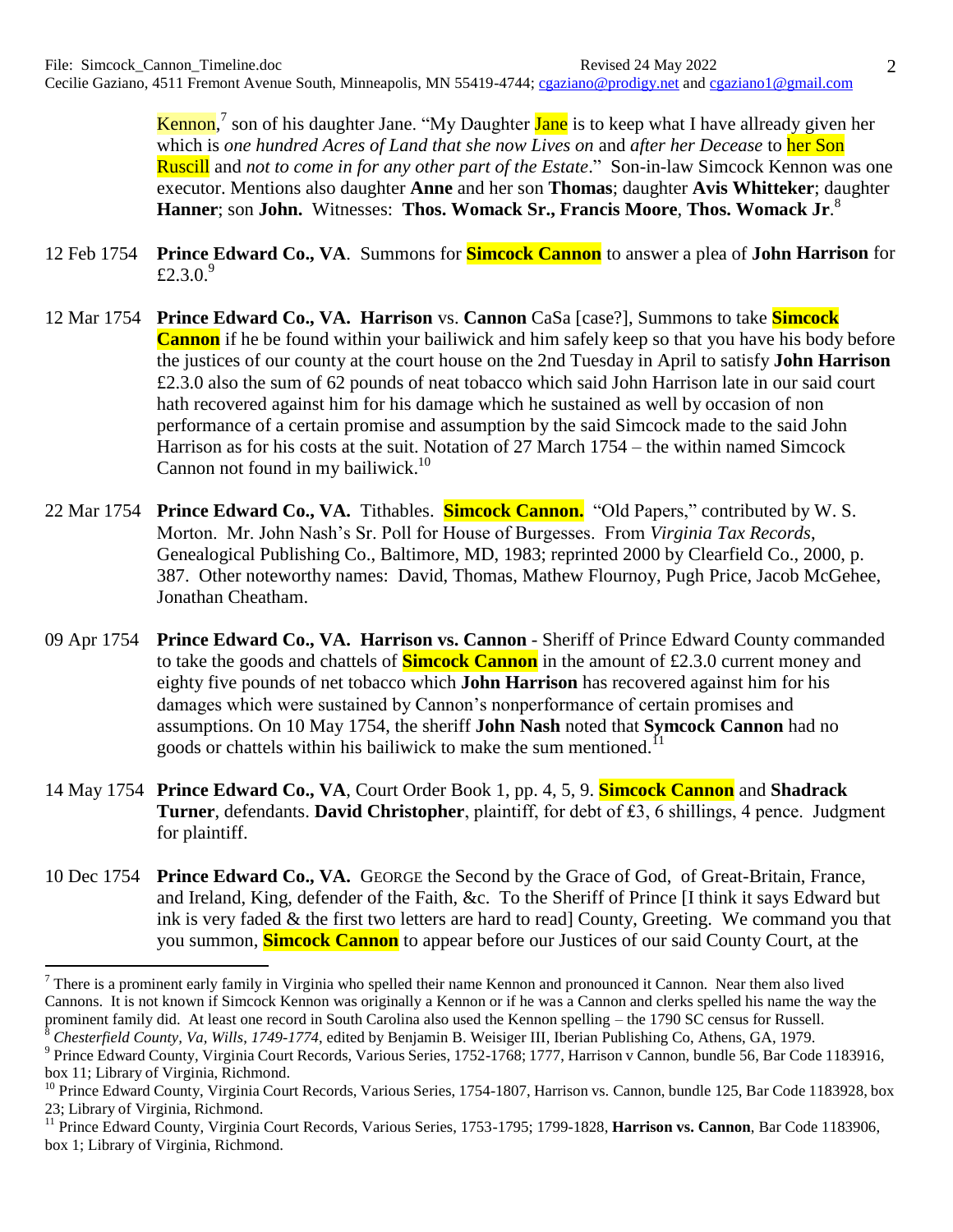Kennon,[7] son of his daughter Jane. "My Daughter Jane is to keep what I have allready given her which is *one hundred Acres of Land that she now Lives on* and *after her Decease* to her Son Ruscill and *not to come in for any other part of the Estate*." Son-in-law Simcock Kennon was one executor. Mentions also daughter **Anne** and her son **Thomas**; daughter **Avis Whitteker**; daughter **Hanner**; son **John.** Witnesses: **Thos. Womack Sr., Francis Moore**, **Thos. Womack Jr**.[8]

12 Feb 1754 **Prince Edward Co., VA**. Summons for **Simcock Cannon** to answer a plea of **John Harrison** for £2.3.0.[9]

12 Mar 1754 **Prince Edward Co., VA. Harrison** vs. **Cannon** CaSa [case?], Summons to take **Simcock Cannon** if he be found within your bailiwick and him safely keep so that you have his body before the justices of our county at the court house on the 2nd Tuesday in April to satisfy **John Harrison** £2.3.0 also the sum of 62 pounds of neat tobacco which said John Harrison late in our said court hath recovered against him for his damage which he sustained as well by occasion of non performance of a certain promise and assumption by the said Simcock made to the said John Harrison as for his costs at the suit. Notation of 27 March 1754 – the within named Simcock Cannon not found in my bailiwick.[10]

22 Mar 1754 **Prince Edward Co., VA.** Tithables. **Simcock Cannon.** "Old Papers," contributed by W. S. Morton. Mr. John Nash's Sr. Poll for House of Burgesses. From *Virginia Tax Records*, Genealogical Publishing Co., Baltimore, MD, 1983; reprinted 2000 by Clearfield Co., 2000, p. 387. Other noteworthy names: David, Thomas, Mathew Flournoy, Pugh Price, Jacob McGehee, Jonathan Cheatham.

09 Apr 1754 **Prince Edward Co., VA. Harrison vs. Cannon** - Sheriff of Prince Edward County commanded to take the goods and chattels of **Simcock Cannon** in the amount of £2.3.0 current money and eighty five pounds of net tobacco which **John Harrison** has recovered against him for his damages which were sustained by Cannon's nonperformance of certain promises and assumptions. On 10 May 1754, the sheriff **John Nash** noted that **Symcock Cannon** had no goods or chattels within his bailiwick to make the sum mentioned.[11]

14 May 1754 **Prince Edward Co., VA**, Court Order Book 1, pp. 4, 5, 9. **Simcock Cannon** and **Shadrack Turner**, defendants. **David Christopher**, plaintiff, for debt of ₤3, 6 shillings, 4 pence. Judgment for plaintiff.

10 Dec 1754 **Prince Edward Co., VA.** GEORGE the Second by the Grace of God, of Great-Britain, France, and Ireland, King, defender of the Faith, &c. To the Sheriff of Prince [I think it says Edward but ink is very faded & the first two letters are hard to read] County, Greeting. We command you that you summon, **Simcock Cannon** to appear before our Justices of our said County Court, at the

---

[7] There is a prominent early family in Virginia who spelled their name Kennon and pronounced it Cannon. Near them also lived Cannons. It is not known if Simcock Kennon was originally a Kennon or if he was a Cannon and clerks spelled his name the way the prominent family did. At least one record in South Carolina also used the Kennon spelling – the 1790 SC census for Russell.

[8] *Chesterfield County, Va, Wills*, *1749-1774*, edited by Benjamin B. Weisiger III, Iberian Publishing Co, Athens, GA, 1979.

[9] Prince Edward County, Virginia Court Records, Various Series, 1752-1768; 1777, Harrison v Cannon, bundle 56, Bar Code 1183916, box 11; Library of Virginia, Richmond.

[10] Prince Edward County, Virginia Court Records, Various Series, 1754-1807, Harrison vs. Cannon, bundle 125, Bar Code 1183928, box 23; Library of Virginia, Richmond.

[11] Prince Edward County, Virginia Court Records, Various Series, 1753-1795; 1799-1828, **Harrison vs. Cannon**, Bar Code 1183906, box 1; Library of Virginia, Richmond.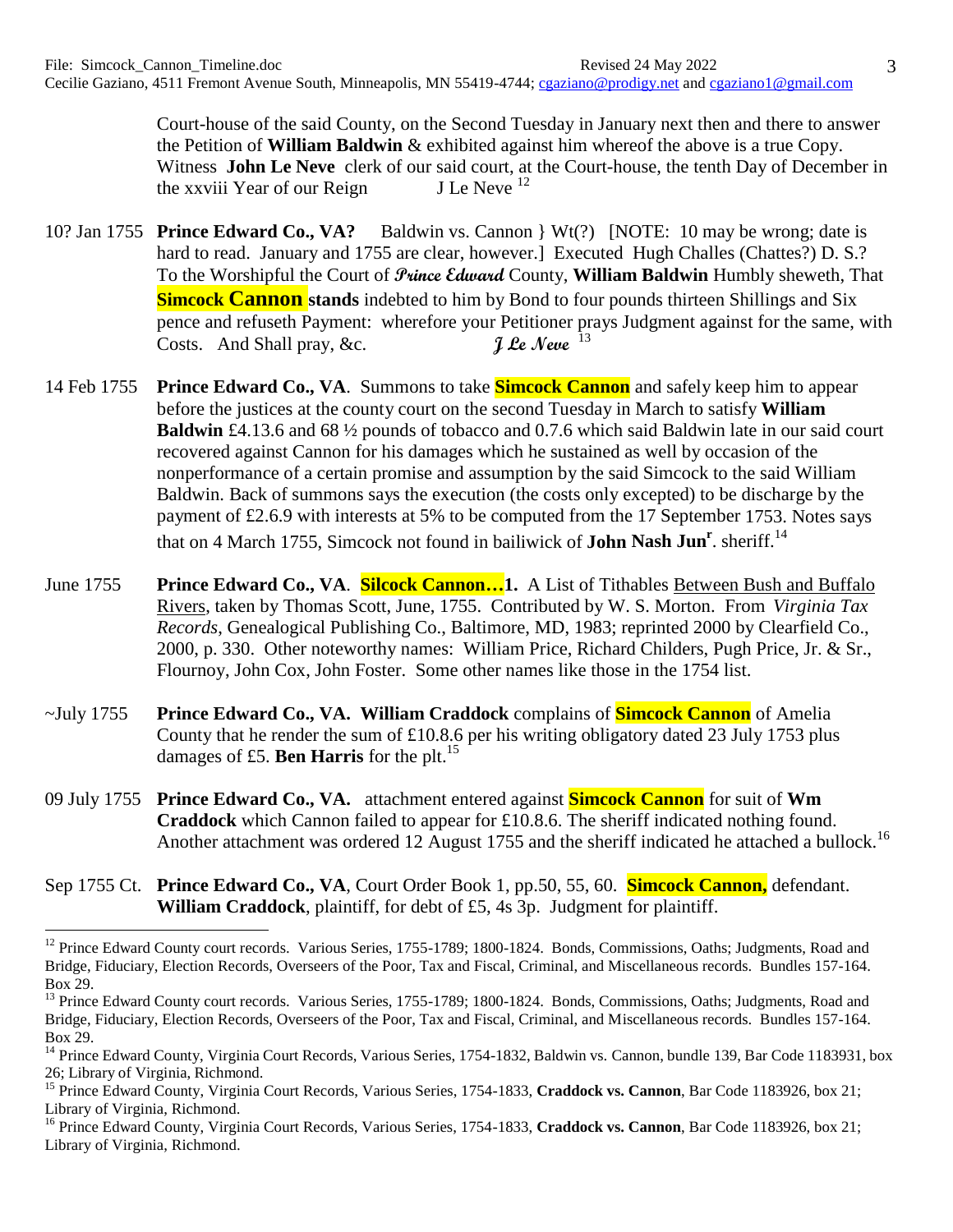Court-house of the said County, on the Second Tuesday in January next then and there to answer the Petition of **William Baldwin** & exhibited against him whereof the above is a true Copy. Witness **John Le Neve** clerk of our said court, at the Court-house, the tenth Day of December in the xxviii Year of our Reign J Le Neve [12]

10? Jan 1755 **Prince Edward Co., VA?** Baldwin vs. Cannon } Wt(?) [NOTE: 10 may be wrong; date is hard to read. January and 1755 are clear, however.] Executed Hugh Challes (Chattes?) D. S.? To the Worshipful the Court of *Prince Edward* County, **William Baldwin** Humbly sheweth, That **Simcock Cannon stands** indebted to him by Bond to four pounds thirteen Shillings and Six pence and refuseth Payment: wherefore your Petitioner prays Judgment against for the same, with Costs. And Shall pray, &c. ***J Le Neve*** [13]

14 Feb 1755 **Prince Edward Co., VA**. Summons to take **Simcock Cannon** and safely keep him to appear before the justices at the county court on the second Tuesday in March to satisfy **William Baldwin** £4.13.6 and 68 ½ pounds of tobacco and 0.7.6 which said Baldwin late in our said court recovered against Cannon for his damages which he sustained as well by occasion of the nonperformance of a certain promise and assumption by the said Simcock to the said William Baldwin. Back of summons says the execution (the costs only excepted) to be discharge by the payment of £2.6.9 with interests at 5% to be computed from the 17 September 1753. Notes says that on 4 March 1755, Simcock not found in bailiwick of **John Nash Jun^r^**. sheriff.[14]

June 1755 **Prince Edward Co., VA**. **Silcock Cannon…1.** A List of Tithables Between Bush and Buffalo Rivers, taken by Thomas Scott, June, 1755. Contributed by W. S. Morton. From *Virginia Tax Records*, Genealogical Publishing Co., Baltimore, MD, 1983; reprinted 2000 by Clearfield Co., 2000, p. 330. Other noteworthy names: William Price, Richard Childers, Pugh Price, Jr. & Sr., Flournoy, John Cox, John Foster. Some other names like those in the 1754 list.

~July 1755 **Prince Edward Co., VA. William Craddock** complains of **Simcock Cannon** of Amelia County that he render the sum of £10.8.6 per his writing obligatory dated 23 July 1753 plus damages of £5. **Ben Harris** for the plt.[15]

09 July 1755 **Prince Edward Co., VA.** attachment entered against **Simcock Cannon** for suit of **Wm Craddock** which Cannon failed to appear for £10.8.6. The sheriff indicated nothing found. Another attachment was ordered 12 August 1755 and the sheriff indicated he attached a bullock.[16]

Sep 1755 Ct. **Prince Edward Co., VA**, Court Order Book 1, pp.50, 55, 60. **Simcock Cannon,** defendant. **William Craddock**, plaintiff, for debt of £5, 4s 3p. Judgment for plaintiff.

---

[12] Prince Edward County court records. Various Series, 1755-1789; 1800-1824. Bonds, Commissions, Oaths; Judgments, Road and Bridge, Fiduciary, Election Records, Overseers of the Poor, Tax and Fiscal, Criminal, and Miscellaneous records. Bundles 157-164. Box 29.

[13] Prince Edward County court records. Various Series, 1755-1789; 1800-1824. Bonds, Commissions, Oaths; Judgments, Road and Bridge, Fiduciary, Election Records, Overseers of the Poor, Tax and Fiscal, Criminal, and Miscellaneous records. Bundles 157-164. Box 29.

[14] Prince Edward County, Virginia Court Records, Various Series, 1754-1832, Baldwin vs. Cannon, bundle 139, Bar Code 1183931, box 26; Library of Virginia, Richmond.

[15] Prince Edward County, Virginia Court Records, Various Series, 1754-1833, **Craddock vs. Cannon**, Bar Code 1183926, box 21; Library of Virginia, Richmond.

[16] Prince Edward County, Virginia Court Records, Various Series, 1754-1833, **Craddock vs. Cannon**, Bar Code 1183926, box 21; Library of Virginia, Richmond.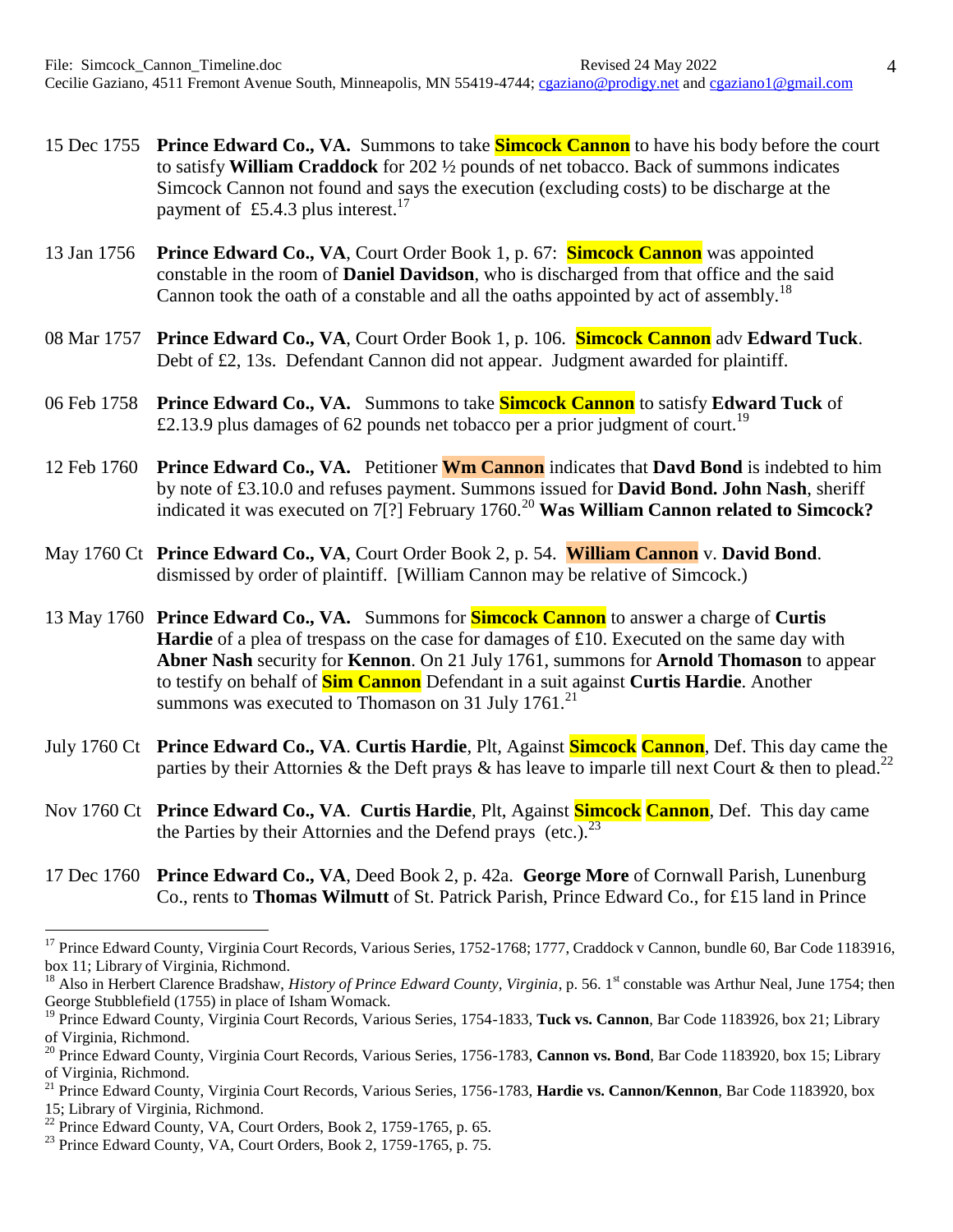15 Dec 1755 **Prince Edward Co., VA.** Summons to take **Simcock Cannon** to have his body before the court to satisfy **William Craddock** for 202 ½ pounds of net tobacco. Back of summons indicates Simcock Cannon not found and says the execution (excluding costs) to be discharge at the payment of £5.4.3 plus interest.[17]

13 Jan 1756 **Prince Edward Co., VA**, Court Order Book 1, p. 67: **Simcock Cannon** was appointed constable in the room of **Daniel Davidson**, who is discharged from that office and the said Cannon took the oath of a constable and all the oaths appointed by act of assembly.[18]

08 Mar 1757 **Prince Edward Co., VA**, Court Order Book 1, p. 106. **Simcock Cannon** adv **Edward Tuck**. Debt of £2, 13s. Defendant Cannon did not appear. Judgment awarded for plaintiff.

06 Feb 1758 **Prince Edward Co., VA.** Summons to take **Simcock Cannon** to satisfy **Edward Tuck** of £2.13.9 plus damages of 62 pounds net tobacco per a prior judgment of court.[19]

12 Feb 1760 **Prince Edward Co., VA.** Petitioner **Wm Cannon** indicates that **Davd Bond** is indebted to him by note of £3.10.0 and refuses payment. Summons issued for **David Bond. John Nash**, sheriff indicated it was executed on 7[?] February 1760.[20] **Was William Cannon related to Simcock?**

May 1760 Ct **Prince Edward Co., VA**, Court Order Book 2, p. 54. **William Cannon** v. **David Bond**. dismissed by order of plaintiff. [William Cannon may be relative of Simcock.)

13 May 1760 **Prince Edward Co., VA.** Summons for **Simcock Cannon** to answer a charge of **Curtis Hardie** of a plea of trespass on the case for damages of £10. Executed on the same day with **Abner Nash** security for **Kennon**. On 21 July 1761, summons for **Arnold Thomason** to appear to testify on behalf of **Sim Cannon** Defendant in a suit against **Curtis Hardie**. Another summons was executed to Thomason on 31 July 1761.[21]

July 1760 Ct **Prince Edward Co., VA**. **Curtis Hardie**, Plt, Against **Simcock Cannon**, Def. This day came the parties by their Attornies & the Deft prays & has leave to imparle till next Court & then to plead.[22]

Nov 1760 Ct **Prince Edward Co., VA**. **Curtis Hardie**, Plt, Against **Simcock Cannon**, Def. This day came the Parties by their Attornies and the Defend prays (etc.).[23]

17 Dec 1760 **Prince Edward Co., VA**, Deed Book 2, p. 42a. **George More** of Cornwall Parish, Lunenburg Co., rents to **Thomas Wilmutt** of St. Patrick Parish, Prince Edward Co., for £15 land in Prince

---

[17] Prince Edward County, Virginia Court Records, Various Series, 1752-1768; 1777, Craddock v Cannon, bundle 60, Bar Code 1183916, box 11; Library of Virginia, Richmond.

[18] Also in Herbert Clarence Bradshaw, *History of Prince Edward County, Virginia*, p. 56. 1st constable was Arthur Neal, June 1754; then George Stubblefield (1755) in place of Isham Womack.

[19] Prince Edward County, Virginia Court Records, Various Series, 1754-1833, **Tuck vs. Cannon**, Bar Code 1183926, box 21; Library of Virginia, Richmond.

[20] Prince Edward County, Virginia Court Records, Various Series, 1756-1783, **Cannon vs. Bond**, Bar Code 1183920, box 15; Library of Virginia, Richmond.

[21] Prince Edward County, Virginia Court Records, Various Series, 1756-1783, **Hardie vs. Cannon/Kennon**, Bar Code 1183920, box 15; Library of Virginia, Richmond.

[22] Prince Edward County, VA, Court Orders, Book 2, 1759-1765, p. 65.

[23] Prince Edward County, VA, Court Orders, Book 2, 1759-1765, p. 75.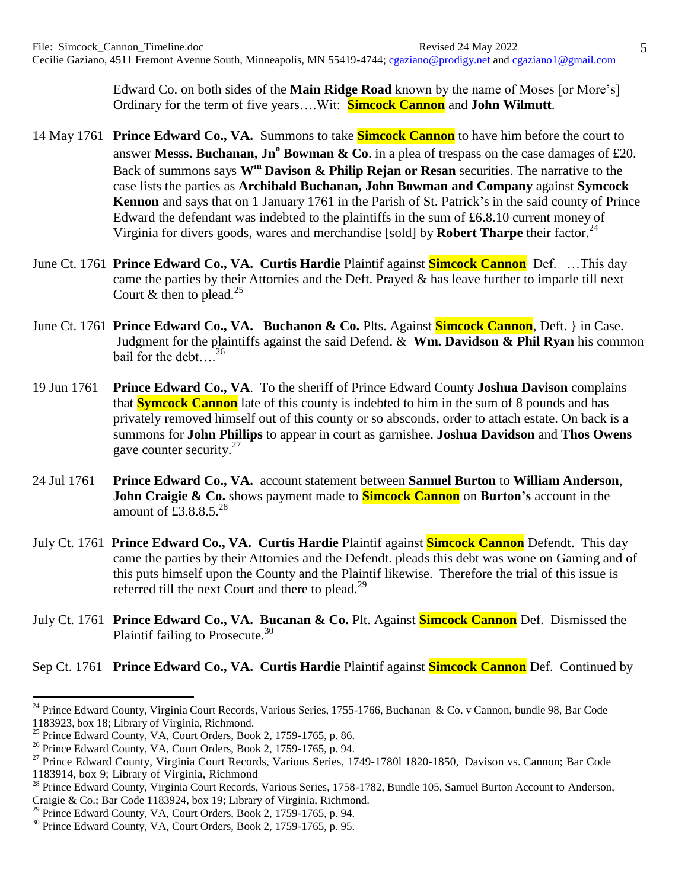Edward Co. on both sides of the **Main Ridge Road** known by the name of Moses [or More's] Ordinary for the term of five years….Wit: **Simcock Cannon** and **John Wilmutt**.

14 May 1761 **Prince Edward Co., VA.** Summons to take **Simcock Cannon** to have him before the court to answer **Messs. Buchanan, Jn^o Bowman & Co**. in a plea of trespass on the case damages of £20. Back of summons says **W^m Davison & Philip Rejan or Resan** securities. The narrative to the case lists the parties as **Archibald Buchanan, John Bowman and Company** against **Symcock Kennon** and says that on 1 January 1761 in the Parish of St. Patrick's in the said county of Prince Edward the defendant was indebted to the plaintiffs in the sum of £6.8.10 current money of Virginia for divers goods, wares and merchandise [sold] by **Robert Tharpe** their factor.[24]

June Ct. 1761 **Prince Edward Co., VA. Curtis Hardie** Plaintif against **Simcock Cannon** Def. …This day came the parties by their Attornies and the Deft. Prayed & has leave further to imparle till next Court & then to plead.[25]

June Ct. 1761 **Prince Edward Co., VA. Buchanon & Co.** Plts. Against **Simcock Cannon**, Deft. } in Case. Judgment for the plaintiffs against the said Defend. & **Wm. Davidson & Phil Ryan** his common bail for the debt….[26]

19 Jun 1761 **Prince Edward Co., VA**. To the sheriff of Prince Edward County **Joshua Davison** complains that **Symcock Cannon** late of this county is indebted to him in the sum of 8 pounds and has privately removed himself out of this county or so absconds, order to attach estate. On back is a summons for **John Phillips** to appear in court as garnishee. **Joshua Davidson** and **Thos Owens** gave counter security.[27]

24 Jul 1761 **Prince Edward Co., VA.** account statement between **Samuel Burton** to **William Anderson**, **John Craigie & Co.** shows payment made to **Simcock Cannon** on **Burton's** account in the amount of £3.8.8.5.[28]

July Ct. 1761 **Prince Edward Co., VA. Curtis Hardie** Plaintif against **Simcock Cannon** Defendt. This day came the parties by their Attornies and the Defendt. pleads this debt was wone on Gaming and of this puts himself upon the County and the Plaintif likewise. Therefore the trial of this issue is referred till the next Court and there to plead.[29]

July Ct. 1761 **Prince Edward Co., VA. Bucanan & Co.** Plt. Against **Simcock Cannon** Def. Dismissed the Plaintif failing to Prosecute.[30]

Sep Ct. 1761 **Prince Edward Co., VA. Curtis Hardie** Plaintif against **Simcock Cannon** Def. Continued by

---

[24] Prince Edward County, Virginia Court Records, Various Series, 1755-1766, Buchanan & Co. v Cannon, bundle 98, Bar Code 1183923, box 18; Library of Virginia, Richmond.

[25] Prince Edward County, VA, Court Orders, Book 2, 1759-1765, p. 86.

[26] Prince Edward County, VA, Court Orders, Book 2, 1759-1765, p. 94.

[27] Prince Edward County, Virginia Court Records, Various Series, 1749-1780l 1820-1850, Davison vs. Cannon; Bar Code 1183914, box 9; Library of Virginia, Richmond

[28] Prince Edward County, Virginia Court Records, Various Series, 1758-1782, Bundle 105, Samuel Burton Account to Anderson, Craigie & Co.; Bar Code 1183924, box 19; Library of Virginia, Richmond.

[29] Prince Edward County, VA, Court Orders, Book 2, 1759-1765, p. 94.

[30] Prince Edward County, VA, Court Orders, Book 2, 1759-1765, p. 95.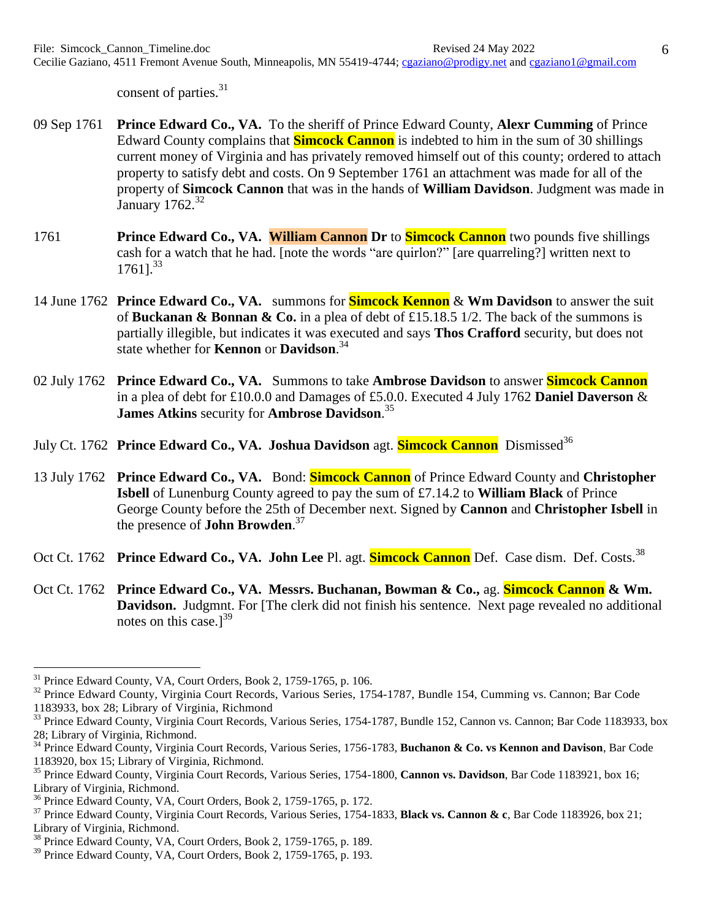consent of parties.[31]

09 Sep 1761 **Prince Edward Co., VA.** To the sheriff of Prince Edward County, **Alexr Cumming** of Prince Edward County complains that **Simcock Cannon** is indebted to him in the sum of 30 shillings current money of Virginia and has privately removed himself out of this county; ordered to attach property to satisfy debt and costs. On 9 September 1761 an attachment was made for all of the property of **Simcock Cannon** that was in the hands of **William Davidson**. Judgment was made in January 1762.[32]

1761 **Prince Edward Co., VA. William Cannon Dr** to **Simcock Cannon** two pounds five shillings cash for a watch that he had. [note the words "are quirlon?" [are quarreling?] written next to 1761].[33]

14 June 1762 **Prince Edward Co., VA.** summons for **Simcock Kennon** & **Wm Davidson** to answer the suit of **Buckanan & Bonnan & Co.** in a plea of debt of £15.18.5 1/2. The back of the summons is partially illegible, but indicates it was executed and says **Thos Crafford** security, but does not state whether for **Kennon** or **Davidson**.[34]

02 July 1762 **Prince Edward Co., VA.** Summons to take **Ambrose Davidson** to answer **Simcock Cannon** in a plea of debt for £10.0.0 and Damages of £5.0.0. Executed 4 July 1762 **Daniel Daverson** & **James Atkins** security for **Ambrose Davidson**.[35]

July Ct. 1762 **Prince Edward Co., VA. Joshua Davidson** agt. **Simcock Cannon** Dismissed[36]

13 July 1762 **Prince Edward Co., VA.** Bond: **Simcock Cannon** of Prince Edward County and **Christopher Isbell** of Lunenburg County agreed to pay the sum of £7.14.2 to **William Black** of Prince George County before the 25th of December next. Signed by **Cannon** and **Christopher Isbell** in the presence of **John Browden**.[37]

Oct Ct. 1762 **Prince Edward Co., VA. John Lee** Pl. agt. **Simcock Cannon** Def. Case dism. Def. Costs.[38]

Oct Ct. 1762 **Prince Edward Co., VA. Messrs. Buchanan, Bowman & Co.,** ag. **Simcock Cannon & Wm. Davidson.** Judgmnt. For [The clerk did not finish his sentence. Next page revealed no additional notes on this case.][39]

---

[31] Prince Edward County, VA, Court Orders, Book 2, 1759-1765, p. 106.

[32] Prince Edward County, Virginia Court Records, Various Series, 1754-1787, Bundle 154, Cumming vs. Cannon; Bar Code 1183933, box 28; Library of Virginia, Richmond

[33] Prince Edward County, Virginia Court Records, Various Series, 1754-1787, Bundle 152, Cannon vs. Cannon; Bar Code 1183933, box 28; Library of Virginia, Richmond.

[34] Prince Edward County, Virginia Court Records, Various Series, 1756-1783, **Buchanon & Co. vs Kennon and Davison**, Bar Code 1183920, box 15; Library of Virginia, Richmond.

[35] Prince Edward County, Virginia Court Records, Various Series, 1754-1800, **Cannon vs. Davidson**, Bar Code 1183921, box 16; Library of Virginia, Richmond.

[36] Prince Edward County, VA, Court Orders, Book 2, 1759-1765, p. 172.

[37] Prince Edward County, Virginia Court Records, Various Series, 1754-1833, **Black vs. Cannon & c**, Bar Code 1183926, box 21; Library of Virginia, Richmond.

[38] Prince Edward County, VA, Court Orders, Book 2, 1759-1765, p. 189.

[39] Prince Edward County, VA, Court Orders, Book 2, 1759-1765, p. 193.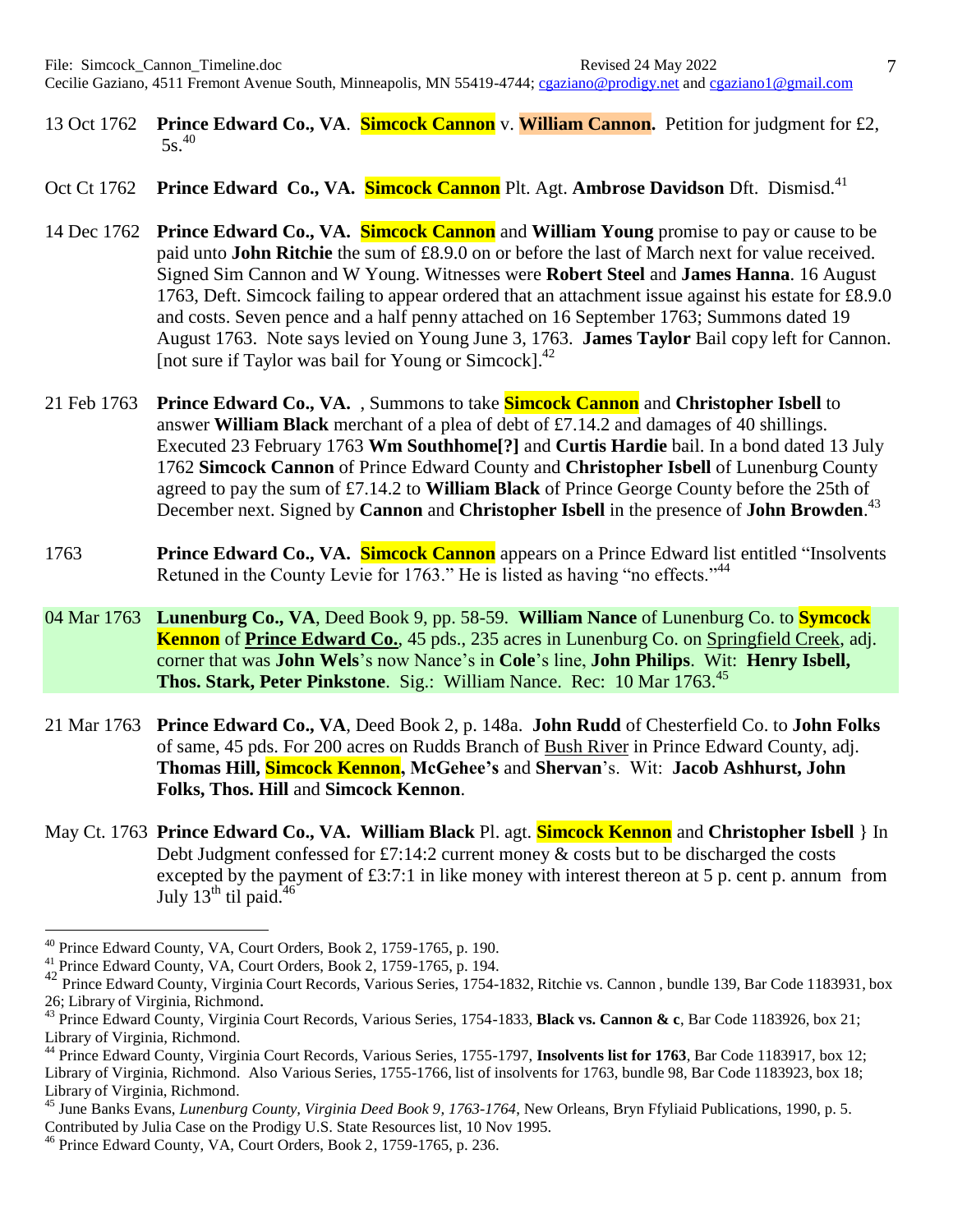13 Oct 1762 **Prince Edward Co., VA**. **Simcock Cannon** v. **William Cannon.** Petition for judgment for £2, 5s.[40]

Oct Ct 1762 **Prince Edward Co., VA. Simcock Cannon** Plt. Agt. **Ambrose Davidson** Dft. Dismisd.[41]

14 Dec 1762 **Prince Edward Co., VA. Simcock Cannon** and **William Young** promise to pay or cause to be paid unto **John Ritchie** the sum of £8.9.0 on or before the last of March next for value received. Signed Sim Cannon and W Young. Witnesses were **Robert Steel** and **James Hanna**. 16 August 1763, Deft. Simcock failing to appear ordered that an attachment issue against his estate for £8.9.0 and costs. Seven pence and a half penny attached on 16 September 1763; Summons dated 19 August 1763. Note says levied on Young June 3, 1763. **James Taylor** Bail copy left for Cannon. [not sure if Taylor was bail for Young or Simcock].[42]

21 Feb 1763 **Prince Edward Co., VA.** , Summons to take **Simcock Cannon** and **Christopher Isbell** to answer **William Black** merchant of a plea of debt of £7.14.2 and damages of 40 shillings. Executed 23 February 1763 **Wm Southhome[?]** and **Curtis Hardie** bail. In a bond dated 13 July 1762 **Simcock Cannon** of Prince Edward County and **Christopher Isbell** of Lunenburg County agreed to pay the sum of £7.14.2 to **William Black** of Prince George County before the 25th of December next. Signed by **Cannon** and **Christopher Isbell** in the presence of **John Browden**.[43]

1763 **Prince Edward Co., VA. Simcock Cannon** appears on a Prince Edward list entitled "Insolvents Retuned in the County Levie for 1763." He is listed as having "no effects."[44]

04 Mar 1763 **Lunenburg Co., VA**, Deed Book 9, pp. 58-59. **William Nance** of Lunenburg Co. to **Symcock Kennon** of **Prince Edward Co.**, 45 pds., 235 acres in Lunenburg Co. on Springfield Creek, adj. corner that was **John Wels**'s now Nance's in **Cole**'s line, **John Philips**. Wit: **Henry Isbell, Thos. Stark, Peter Pinkstone**. Sig.: William Nance. Rec: 10 Mar 1763.[45]

21 Mar 1763 **Prince Edward Co., VA**, Deed Book 2, p. 148a. **John Rudd** of Chesterfield Co. to **John Folks** of same, 45 pds. For 200 acres on Rudds Branch of Bush River in Prince Edward County, adj. **Thomas Hill, Simcock Kennon, McGehee's** and **Shervan**'s. Wit: **Jacob Ashhurst, John Folks, Thos. Hill** and **Simcock Kennon**.

May Ct. 1763 **Prince Edward Co., VA. William Black** Pl. agt. **Simcock Kennon** and **Christopher Isbell** } In Debt Judgment confessed for £7:14:2 current money & costs but to be discharged the costs excepted by the payment of £3:7:1 in like money with interest thereon at 5 p. cent p. annum from July 13th til paid.[46]

---

[40] Prince Edward County, VA, Court Orders, Book 2, 1759-1765, p. 190.

[41] Prince Edward County, VA, Court Orders, Book 2, 1759-1765, p. 194.

[42] Prince Edward County, Virginia Court Records, Various Series, 1754-1832, Ritchie vs. Cannon , bundle 139, Bar Code 1183931, box 26; Library of Virginia, Richmond.

[43] Prince Edward County, Virginia Court Records, Various Series, 1754-1833, **Black vs. Cannon & c**, Bar Code 1183926, box 21; Library of Virginia, Richmond.

[44] Prince Edward County, Virginia Court Records, Various Series, 1755-1797, **Insolvents list for 1763**, Bar Code 1183917, box 12; Library of Virginia, Richmond. Also Various Series, 1755-1766, list of insolvents for 1763, bundle 98, Bar Code 1183923, box 18; Library of Virginia, Richmond.

[45] June Banks Evans, *Lunenburg County, Virginia Deed Book 9, 1763-1764*, New Orleans, Bryn Ffyliaid Publications, 1990, p. 5. Contributed by Julia Case on the Prodigy U.S. State Resources list, 10 Nov 1995.

[46] Prince Edward County, VA, Court Orders, Book 2, 1759-1765, p. 236.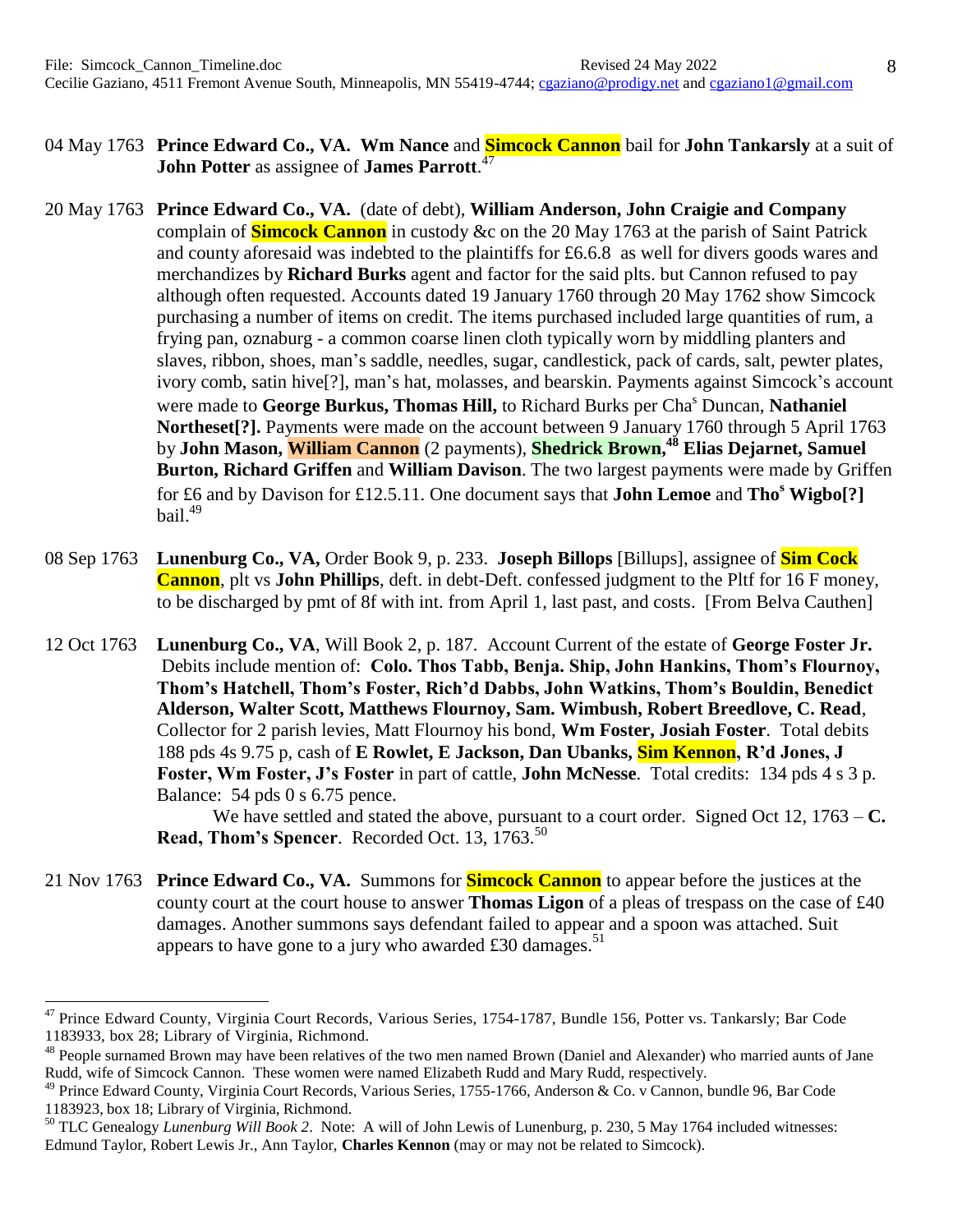04 May 1763 **Prince Edward Co., VA. Wm Nance** and **Simcock Cannon** bail for **John Tankarsly** at a suit of **John Potter** as assignee of **James Parrott**.[47]

20 May 1763 **Prince Edward Co., VA.** (date of debt), **William Anderson, John Craigie and Company** complain of **Simcock Cannon** in custody &c on the 20 May 1763 at the parish of Saint Patrick and county aforesaid was indebted to the plaintiffs for £6.6.8 as well for divers goods wares and merchandizes by **Richard Burks** agent and factor for the said plts. but Cannon refused to pay although often requested. Accounts dated 19 January 1760 through 20 May 1762 show Simcock purchasing a number of items on credit. The items purchased included large quantities of rum, a frying pan, oznaburg - a common coarse linen cloth typically worn by middling planters and slaves, ribbon, shoes, man's saddle, needles, sugar, candlestick, pack of cards, salt, pewter plates, ivory comb, satin hive[?], man's hat, molasses, and bearskin. Payments against Simcock's account were made to **George Burkus, Thomas Hill,** to Richard Burks per Cha[s] Duncan, **Nathaniel Northeset[?].** Payments were made on the account between 9 January 1760 through 5 April 1763 by **John Mason, William Cannon** (2 payments), **Shedrick Brown,**[48] **Elias Dejarnet, Samuel Burton, Richard Griffen** and **William Davison**. The two largest payments were made by Griffen for £6 and by Davison for £12.5.11. One document says that **John Lemoe** and **Tho[s] Wigbo[?]** bail.[49]

08 Sep 1763 **Lunenburg Co., VA,** Order Book 9, p. 233. **Joseph Billops** [Billups], assignee of **Sim Cock Cannon**, plt vs **John Phillips**, deft. in debt-Deft. confessed judgment to the Pltf for 16 F money, to be discharged by pmt of 8f with int. from April 1, last past, and costs. [From Belva Cauthen]

12 Oct 1763 **Lunenburg Co., VA**, Will Book 2, p. 187. Account Current of the estate of **George Foster Jr.** Debits include mention of: **Colo. Thos Tabb, Benja. Ship, John Hankins, Thom's Flournoy, Thom's Hatchell, Thom's Foster, Rich'd Dabbs, John Watkins, Thom's Bouldin, Benedict Alderson, Walter Scott, Matthews Flournoy, Sam. Wimbush, Robert Breedlove, C. Read**, Collector for 2 parish levies, Matt Flournoy his bond, **Wm Foster, Josiah Foster**. Total debits 188 pds 4s 9.75 p, cash of **E Rowlet, E Jackson, Dan Ubanks, Sim Kennon, R'd Jones, J Foster, Wm Foster, J's Foster** in part of cattle, **John McNesse**. Total credits: 134 pds 4 s 3 p. Balance: 54 pds 0 s 6.75 pence.

We have settled and stated the above, pursuant to a court order. Signed Oct 12, 1763 – **C. Read, Thom's Spencer**. Recorded Oct. 13, 1763.[50]

21 Nov 1763 **Prince Edward Co., VA.** Summons for **Simcock Cannon** to appear before the justices at the county court at the court house to answer **Thomas Ligon** of a pleas of trespass on the case of £40 damages. Another summons says defendant failed to appear and a spoon was attached. Suit appears to have gone to a jury who awarded £30 damages.[51]

---

[47] Prince Edward County, Virginia Court Records, Various Series, 1754-1787, Bundle 156, Potter vs. Tankarsly; Bar Code 1183933, box 28; Library of Virginia, Richmond.

[48] People surnamed Brown may have been relatives of the two men named Brown (Daniel and Alexander) who married aunts of Jane Rudd, wife of Simcock Cannon. These women were named Elizabeth Rudd and Mary Rudd, respectively.

[49] Prince Edward County, Virginia Court Records, Various Series, 1755-1766, Anderson & Co. v Cannon, bundle 96, Bar Code 1183923, box 18; Library of Virginia, Richmond.

[50] TLC Genealogy *Lunenburg Will Book 2*. Note: A will of John Lewis of Lunenburg, p. 230, 5 May 1764 included witnesses: Edmund Taylor, Robert Lewis Jr., Ann Taylor, **Charles Kennon** (may or may not be related to Simcock).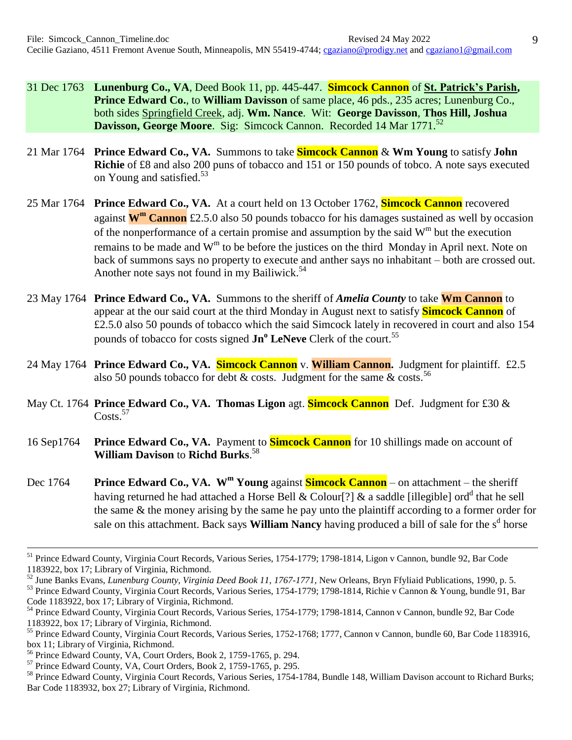31 Dec 1763 **Lunenburg Co., VA**, Deed Book 11, pp. 445-447. **Simcock Cannon** of **St. Patrick's Parish, Prince Edward Co.**, to **William Davisson** of same place, 46 pds., 235 acres; Lunenburg Co., both sides Springfield Creek, adj. **Wm. Nance**. Wit: **George Davisson**, **Thos Hill, Joshua Davisson, George Moore**. Sig: Simcock Cannon. Recorded 14 Mar 1771.[52]

21 Mar 1764 **Prince Edward Co., VA.** Summons to take **Simcock Cannon** & **Wm Young** to satisfy **John Richie** of £8 and also 200 puns of tobacco and 151 or 150 pounds of tobco. A note says executed on Young and satisfied.[53]

25 Mar 1764 **Prince Edward Co., VA.** At a court held on 13 October 1762, **Simcock Cannon** recovered against **W^m^ Cannon** £2.5.0 also 50 pounds tobacco for his damages sustained as well by occasion of the nonperformance of a certain promise and assumption by the said W^m^ but the execution remains to be made and W^m^ to be before the justices on the third Monday in April next. Note on back of summons says no property to execute and anther says no inhabitant – both are crossed out. Another note says not found in my Bailiwick.[54]

23 May 1764 **Prince Edward Co., VA.** Summons to the sheriff of ***Amelia County*** to take **Wm Cannon** to appear at the our said court at the third Monday in August next to satisfy **Simcock Cannon** of £2.5.0 also 50 pounds of tobacco which the said Simcock lately in recovered in court and also 154 pounds of tobacco for costs signed **Jn^o^ LeNeve** Clerk of the court.[55]

24 May 1764 **Prince Edward Co., VA. Simcock Cannon** v. **William Cannon.** Judgment for plaintiff. £2.5 also 50 pounds tobacco for debt & costs. Judgment for the same & costs.[56]

May Ct. 1764 **Prince Edward Co., VA. Thomas Ligon** agt. **Simcock Cannon** Def. Judgment for £30 & Costs.[57]

16 Sep1764 **Prince Edward Co., VA.** Payment to **Simcock Cannon** for 10 shillings made on account of **William Davison** to **Richd Burks**.[58]

Dec 1764 **Prince Edward Co., VA. W^m^ Young** against **Simcock Cannon** – on attachment – the sheriff having returned he had attached a Horse Bell & Colour[?] & a saddle [illegible] ord^d^ that he sell the same & the money arising by the same he pay unto the plaintiff according to a former order for sale on this attachment. Back says **William Nancy** having produced a bill of sale for the s^d^ horse

---

[51] Prince Edward County, Virginia Court Records, Various Series, 1754-1779; 1798-1814, Ligon v Cannon, bundle 92, Bar Code 1183922, box 17; Library of Virginia, Richmond.

[52] June Banks Evans, *Lunenburg County, Virginia Deed Book 11, 1767-1771*, New Orleans, Bryn Ffyliaid Publications, 1990, p. 5.

[53] Prince Edward County, Virginia Court Records, Various Series, 1754-1779; 1798-1814, Richie v Cannon & Young, bundle 91, Bar Code 1183922, box 17; Library of Virginia, Richmond.

[54] Prince Edward County, Virginia Court Records, Various Series, 1754-1779; 1798-1814, Cannon v Cannon, bundle 92, Bar Code 1183922, box 17; Library of Virginia, Richmond.

[55] Prince Edward County, Virginia Court Records, Various Series, 1752-1768; 1777, Cannon v Cannon, bundle 60, Bar Code 1183916, box 11; Library of Virginia, Richmond.

[56] Prince Edward County, VA, Court Orders, Book 2, 1759-1765, p. 294.

[57] Prince Edward County, VA, Court Orders, Book 2, 1759-1765, p. 295.

[58] Prince Edward County, Virginia Court Records, Various Series, 1754-1784, Bundle 148, William Davison account to Richard Burks; Bar Code 1183932, box 27; Library of Virginia, Richmond.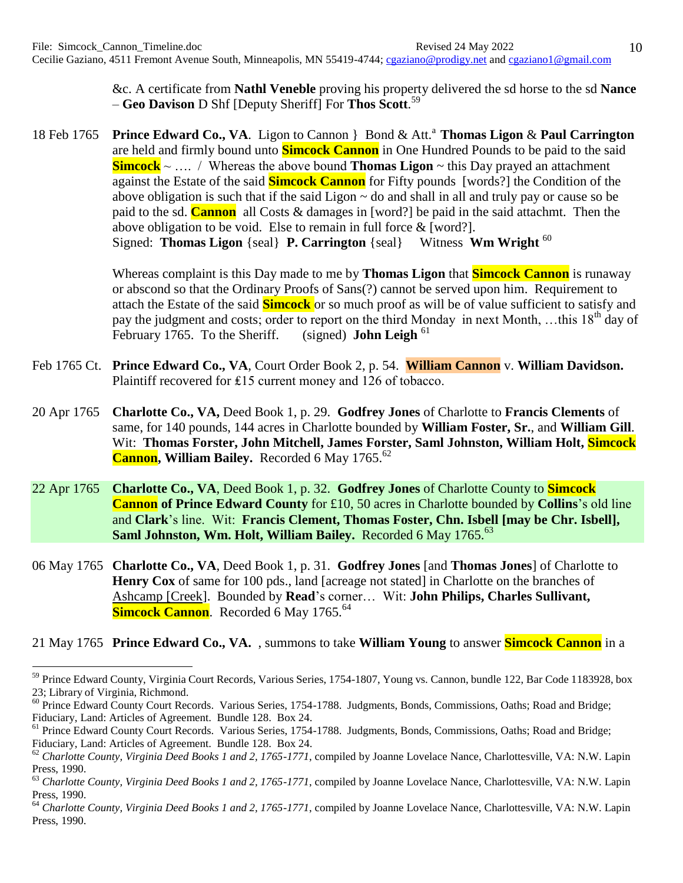&c. A certificate from **Nathl Veneble** proving his property delivered the sd horse to the sd **Nance** – **Geo Davison** D Shf [Deputy Sheriff] For **Thos Scott**.[59]

18 Feb 1765 **Prince Edward Co., VA**. Ligon to Cannon } Bond & Att.[a] **Thomas Ligon** & **Paul Carrington** are held and firmly bound unto **Simcock Cannon** in One Hundred Pounds to be paid to the said **Simcock** ~ …. / Whereas the above bound **Thomas Ligon** ~ this Day prayed an attachment against the Estate of the said **Simcock Cannon** for Fifty pounds [words?] the Condition of the above obligation is such that if the said Ligon ~ do and shall in all and truly pay or cause so be paid to the sd. **Cannon** all Costs & damages in [word?] be paid in the said attachmt. Then the above obligation to be void. Else to remain in full force & [word?].
Signed: **Thomas Ligon** {seal} **P. Carrington** {seal} Witness **Wm Wright** [60]

Whereas complaint is this Day made to me by **Thomas Ligon** that **Simcock Cannon** is runaway or abscond so that the Ordinary Proofs of Sans(?) cannot be served upon him. Requirement to attach the Estate of the said **Simcock** or so much proof as will be of value sufficient to satisfy and pay the judgment and costs; order to report on the third Monday in next Month, …this 18th day of February 1765. To the Sheriff. (signed) **John Leigh** [61]

Feb 1765 Ct. **Prince Edward Co., VA**, Court Order Book 2, p. 54. **William Cannon** v. **William Davidson.** Plaintiff recovered for ₤15 current money and 126 of tobacco.

20 Apr 1765 **Charlotte Co., VA,** Deed Book 1, p. 29. **Godfrey Jones** of Charlotte to **Francis Clements** of same, for 140 pounds, 144 acres in Charlotte bounded by **William Foster, Sr.**, and **William Gill**. Wit: **Thomas Forster, John Mitchell, James Forster, Saml Johnston, William Holt, Simcock Cannon, William Bailey.** Recorded 6 May 1765.[62]

22 Apr 1765 **Charlotte Co., VA**, Deed Book 1, p. 32. **Godfrey Jones** of Charlotte County to **Simcock Cannon of Prince Edward County** for £10, 50 acres in Charlotte bounded by **Collins**'s old line and **Clark**'s line. Wit: **Francis Clement, Thomas Foster, Chn. Isbell [may be Chr. Isbell], Saml Johnston, Wm. Holt, William Bailey.** Recorded 6 May 1765.[63]

06 May 1765 **Charlotte Co., VA**, Deed Book 1, p. 31. **Godfrey Jones** [and **Thomas Jones**] of Charlotte to **Henry Cox** of same for 100 pds., land [acreage not stated] in Charlotte on the branches of Ashcamp [Creek]. Bounded by **Read**'s corner… Wit: **John Philips, Charles Sullivant, Simcock Cannon**. Recorded 6 May 1765.[64]

21 May 1765 **Prince Edward Co., VA.** , summons to take **William Young** to answer **Simcock Cannon** in a

---

[59] Prince Edward County, Virginia Court Records, Various Series, 1754-1807, Young vs. Cannon, bundle 122, Bar Code 1183928, box 23; Library of Virginia, Richmond.

[60] Prince Edward County Court Records. Various Series, 1754-1788. Judgments, Bonds, Commissions, Oaths; Road and Bridge; Fiduciary, Land: Articles of Agreement. Bundle 128. Box 24.

[61] Prince Edward County Court Records. Various Series, 1754-1788. Judgments, Bonds, Commissions, Oaths; Road and Bridge; Fiduciary, Land: Articles of Agreement. Bundle 128. Box 24.

[62] *Charlotte County, Virginia Deed Books 1 and 2, 1765-1771*, compiled by Joanne Lovelace Nance, Charlottesville, VA: N.W. Lapin Press, 1990.

[63] *Charlotte County, Virginia Deed Books 1 and 2, 1765-1771*, compiled by Joanne Lovelace Nance, Charlottesville, VA: N.W. Lapin Press, 1990.

[64] *Charlotte County, Virginia Deed Books 1 and 2, 1765-1771*, compiled by Joanne Lovelace Nance, Charlottesville, VA: N.W. Lapin Press, 1990.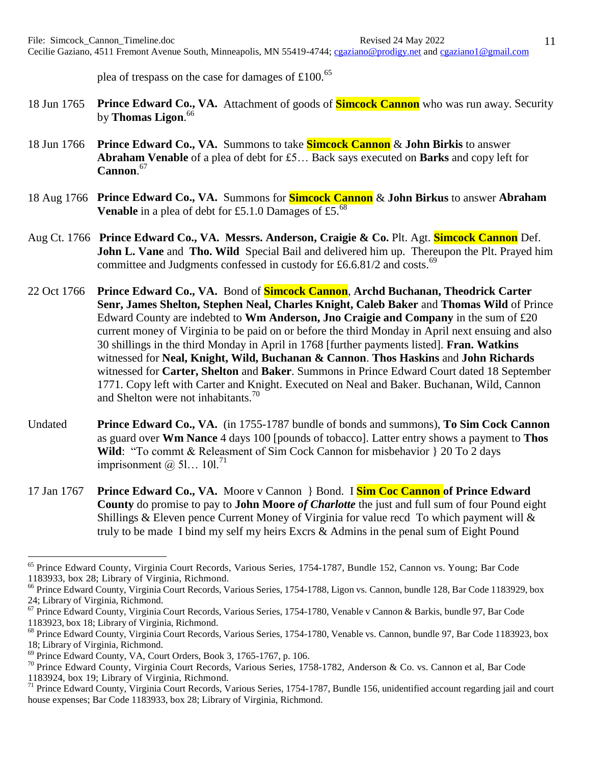plea of trespass on the case for damages of £100.[65]

18 Jun 1765 **Prince Edward Co., VA.** Attachment of goods of **Simcock Cannon** who was run away. Security by **Thomas Ligon**.[66]

18 Jun 1766 **Prince Edward Co., VA.** Summons to take **Simcock Cannon** & **John Birkis** to answer **Abraham Venable** of a plea of debt for £5… Back says executed on **Barks** and copy left for **Cannon**.[67]

18 Aug 1766 **Prince Edward Co., VA.** Summons for **Simcock Cannon** & **John Birkus** to answer **Abraham Venable** in a plea of debt for £5.1.0 Damages of £5.[68]

Aug Ct. 1766 **Prince Edward Co., VA. Messrs. Anderson, Craigie & Co.** Plt. Agt. **Simcock Cannon** Def. **John L. Vane** and **Tho. Wild** Special Bail and delivered him up. Thereupon the Plt. Prayed him committee and Judgments confessed in custody for £6.6.81/2 and costs.[69]

22 Oct 1766 **Prince Edward Co., VA.** Bond of **Simcock Cannon**, **Archd Buchanan, Theodrick Carter Senr, James Shelton, Stephen Neal, Charles Knight, Caleb Baker** and **Thomas Wild** of Prince Edward County are indebted to **Wm Anderson, Jno Craigie and Company** in the sum of £20 current money of Virginia to be paid on or before the third Monday in April next ensuing and also 30 shillings in the third Monday in April in 1768 [further payments listed]. **Fran. Watkins** witnessed for **Neal, Knight, Wild, Buchanan & Cannon**. **Thos Haskins** and **John Richards** witnessed for **Carter, Shelton** and **Baker**. Summons in Prince Edward Court dated 18 September 1771. Copy left with Carter and Knight. Executed on Neal and Baker. Buchanan, Wild, Cannon and Shelton were not inhabitants.[70]

Undated **Prince Edward Co., VA.** (in 1755-1787 bundle of bonds and summons), **To Sim Cock Cannon** as guard over **Wm Nance** 4 days 100 [pounds of tobacco]. Latter entry shows a payment to **Thos Wild**: "To commt & Releasment of Sim Cock Cannon for misbehavior } 20 To 2 days imprisonment @ 5l… 10l.[71]

17 Jan 1767 **Prince Edward Co., VA.** Moore v Cannon } Bond. I **Sim Coc Cannon of Prince Edward County** do promise to pay to **John Moore** ***of Charlotte*** the just and full sum of four Pound eight Shillings & Eleven pence Current Money of Virginia for value recd To which payment will & truly to be made I bind my self my heirs Excrs & Admins in the penal sum of Eight Pound

---

[65] Prince Edward County, Virginia Court Records, Various Series, 1754-1787, Bundle 152, Cannon vs. Young; Bar Code 1183933, box 28; Library of Virginia, Richmond.

[66] Prince Edward County, Virginia Court Records, Various Series, 1754-1788, Ligon vs. Cannon, bundle 128, Bar Code 1183929, box 24; Library of Virginia, Richmond.

[67] Prince Edward County, Virginia Court Records, Various Series, 1754-1780, Venable v Cannon & Barkis, bundle 97, Bar Code 1183923, box 18; Library of Virginia, Richmond.

[68] Prince Edward County, Virginia Court Records, Various Series, 1754-1780, Venable vs. Cannon, bundle 97, Bar Code 1183923, box 18; Library of Virginia, Richmond.

[69] Prince Edward County, VA, Court Orders, Book 3, 1765-1767, p. 106.

[70] Prince Edward County, Virginia Court Records, Various Series, 1758-1782, Anderson & Co. vs. Cannon et al, Bar Code 1183924, box 19; Library of Virginia, Richmond.

[71] Prince Edward County, Virginia Court Records, Various Series, 1754-1787, Bundle 156, unidentified account regarding jail and court house expenses; Bar Code 1183933, box 28; Library of Virginia, Richmond.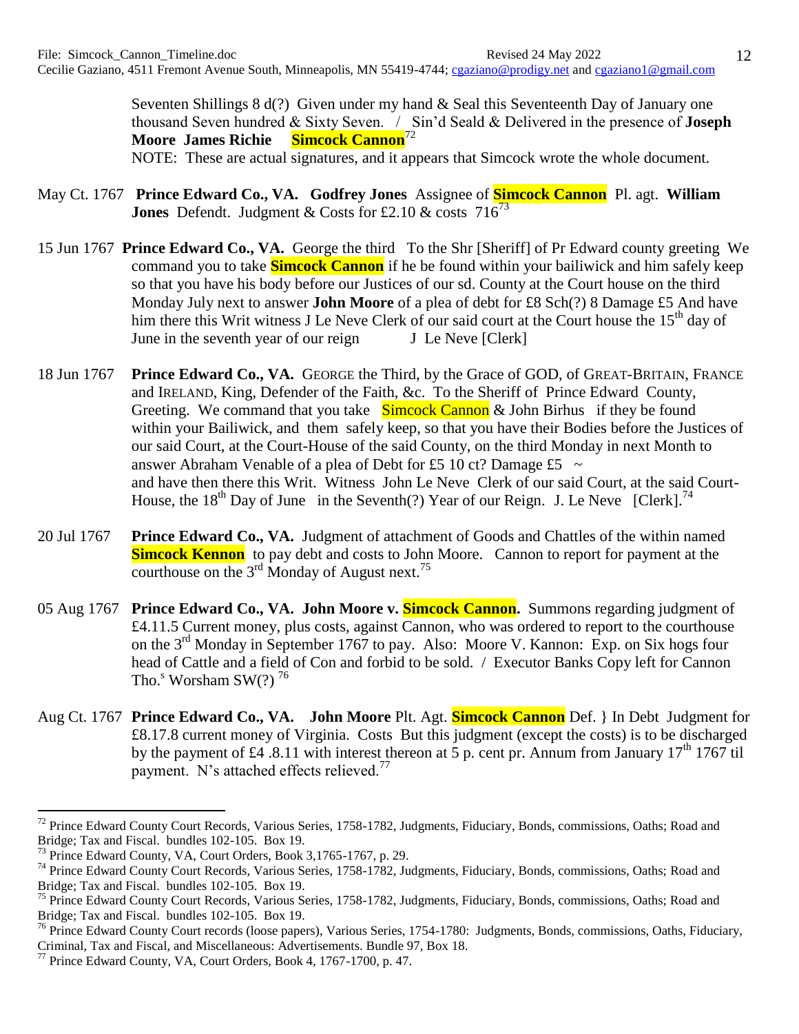Seventen Shillings 8 d(?) Given under my hand & Seal this Seventeenth Day of January one thousand Seven hundred & Sixty Seven. / Sin'd Seald & Delivered in the presence of **Joseph Moore James Richie** **Simcock Cannon**[72]
NOTE: These are actual signatures, and it appears that Simcock wrote the whole document.

May Ct. 1767 **Prince Edward Co., VA. Godfrey Jones** Assignee of **Simcock Cannon** Pl. agt. **William Jones** Defendt. Judgment & Costs for £2.10 & costs 716[73]

15 Jun 1767 **Prince Edward Co., VA.** George the third To the Shr [Sheriff] of Pr Edward county greeting We command you to take **Simcock Cannon** if he be found within your bailiwick and him safely keep so that you have his body before our Justices of our sd. County at the Court house on the third Monday July next to answer **John Moore** of a plea of debt for £8 Sch(?) 8 Damage £5 And have him there this Writ witness J Le Neve Clerk of our said court at the Court house the 15th day of June in the seventh year of our reign J Le Neve [Clerk]

18 Jun 1767 **Prince Edward Co., VA.** GEORGE the Third, by the Grace of GOD, of GREAT-BRITAIN, FRANCE and IRELAND, King, Defender of the Faith, &c. To the Sheriff of Prince Edward County, Greeting. We command that you take Simcock Cannon & John Birhus if they be found within your Bailiwick, and them safely keep, so that you have their Bodies before the Justices of our said Court, at the Court-House of the said County, on the third Monday in next Month to answer Abraham Venable of a plea of Debt for £5 10 ct? Damage £5 ~ and have then there this Writ. Witness John Le Neve Clerk of our said Court, at the said Court-House, the 18th Day of June in the Seventh(?) Year of our Reign. J. Le Neve [Clerk].[74]

20 Jul 1767 **Prince Edward Co., VA.** Judgment of attachment of Goods and Chattles of the within named **Simcock Kennon** to pay debt and costs to John Moore. Cannon to report for payment at the courthouse on the 3rd Monday of August next.[75]

05 Aug 1767 **Prince Edward Co., VA. John Moore v. Simcock Cannon.** Summons regarding judgment of £4.11.5 Current money, plus costs, against Cannon, who was ordered to report to the courthouse on the 3rd Monday in September 1767 to pay. Also: Moore V. Kannon: Exp. on Six hogs four head of Cattle and a field of Con and forbid to be sold. / Executor Banks Copy left for Cannon Tho.s Worsham SW(?) [76]

Aug Ct. 1767 **Prince Edward Co., VA. John Moore** Plt. Agt. **Simcock Cannon** Def. } In Debt Judgment for £8.17.8 current money of Virginia. Costs But this judgment (except the costs) is to be discharged by the payment of £4 .8.11 with interest thereon at 5 p. cent pr. Annum from January 17th 1767 til payment. N's attached effects relieved.[77]

---

[72] Prince Edward County Court Records, Various Series, 1758-1782, Judgments, Fiduciary, Bonds, commissions, Oaths; Road and Bridge; Tax and Fiscal. bundles 102-105. Box 19.

[73] Prince Edward County, VA, Court Orders, Book 3,1765-1767, p. 29.

[74] Prince Edward County Court Records, Various Series, 1758-1782, Judgments, Fiduciary, Bonds, commissions, Oaths; Road and Bridge; Tax and Fiscal. bundles 102-105. Box 19.

[75] Prince Edward County Court Records, Various Series, 1758-1782, Judgments, Fiduciary, Bonds, commissions, Oaths; Road and Bridge; Tax and Fiscal. bundles 102-105. Box 19.

[76] Prince Edward County Court records (loose papers), Various Series, 1754-1780: Judgments, Bonds, commissions, Oaths, Fiduciary, Criminal, Tax and Fiscal, and Miscellaneous: Advertisements. Bundle 97, Box 18.

[77] Prince Edward County, VA, Court Orders, Book 4, 1767-1700, p. 47.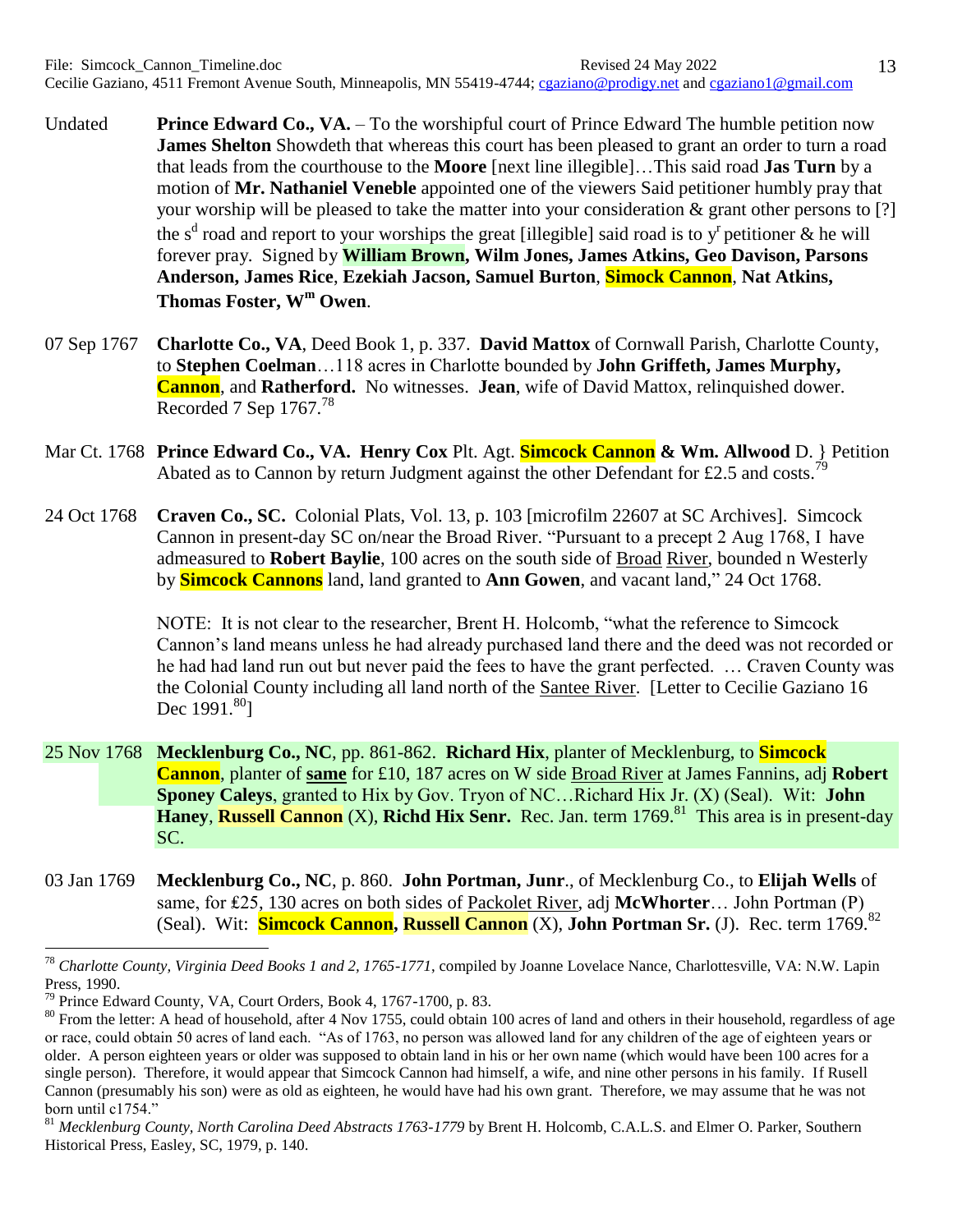Undated **Prince Edward Co., VA.** – To the worshipful court of Prince Edward The humble petition now **James Shelton** Showdeth that whereas this court has been pleased to grant an order to turn a road that leads from the courthouse to the **Moore** [next line illegible]…This said road **Jas Turn** by a motion of **Mr. Nathaniel Veneble** appointed one of the viewers Said petitioner humbly pray that your worship will be pleased to take the matter into your consideration & grant other persons to [?] the s^d road and report to your worships the great [illegible] said road is to y^r petitioner & he will forever pray. Signed by **William Brown, Wilm Jones, James Atkins, Geo Davison, Parsons Anderson, James Rice**, **Ezekiah Jacson, Samuel Burton**, **Simock Cannon**, **Nat Atkins, Thomas Foster, W^m Owen**.

07 Sep 1767 **Charlotte Co., VA**, Deed Book 1, p. 337. **David Mattox** of Cornwall Parish, Charlotte County, to **Stephen Coelman**…118 acres in Charlotte bounded by **John Griffeth, James Murphy, Cannon**, and **Ratherford.** No witnesses. **Jean**, wife of David Mattox, relinquished dower. Recorded 7 Sep 1767.[78]

Mar Ct. 1768 **Prince Edward Co., VA. Henry Cox** Plt. Agt. **Simcock Cannon & Wm. Allwood** D. } Petition Abated as to Cannon by return Judgment against the other Defendant for £2.5 and costs.[79]

24 Oct 1768 **Craven Co., SC.** Colonial Plats, Vol. 13, p. 103 [microfilm 22607 at SC Archives]. Simcock Cannon in present-day SC on/near the Broad River. "Pursuant to a precept 2 Aug 1768, I have admeasured to **Robert Baylie**, 100 acres on the south side of Broad River, bounded n Westerly by **Simcock Cannons** land, land granted to **Ann Gowen**, and vacant land," 24 Oct 1768.

NOTE: It is not clear to the researcher, Brent H. Holcomb, "what the reference to Simcock Cannon's land means unless he had already purchased land there and the deed was not recorded or he had had land run out but never paid the fees to have the grant perfected. … Craven County was the Colonial County including all land north of the Santee River. [Letter to Cecilie Gaziano 16 Dec 1991.[80]]

25 Nov 1768 **Mecklenburg Co., NC**, pp. 861-862. **Richard Hix**, planter of Mecklenburg, to **Simcock Cannon**, planter of **same** for £10, 187 acres on W side Broad River at James Fannins, adj **Robert Sponey Caleys**, granted to Hix by Gov. Tryon of NC…Richard Hix Jr. (X) (Seal). Wit: **John Haney**, **Russell Cannon** (X), **Richd Hix Senr.** Rec. Jan. term 1769.[81] This area is in present-day SC.

03 Jan 1769 **Mecklenburg Co., NC**, p. 860. **John Portman, Junr**., of Mecklenburg Co., to **Elijah Wells** of same, for ₤25, 130 acres on both sides of Packolet River, adj **McWhorter**… John Portman (P) (Seal). Wit: **Simcock Cannon, Russell Cannon** (X), **John Portman Sr.** (J). Rec. term 1769.[82]

---

[78] *Charlotte County, Virginia Deed Books 1 and 2, 1765-1771*, compiled by Joanne Lovelace Nance, Charlottesville, VA: N.W. Lapin Press, 1990.

[79] Prince Edward County, VA, Court Orders, Book 4, 1767-1700, p. 83.

[80] From the letter: A head of household, after 4 Nov 1755, could obtain 100 acres of land and others in their household, regardless of age or race, could obtain 50 acres of land each. "As of 1763, no person was allowed land for any children of the age of eighteen years or older. A person eighteen years or older was supposed to obtain land in his or her own name (which would have been 100 acres for a single person). Therefore, it would appear that Simcock Cannon had himself, a wife, and nine other persons in his family. If Rusell Cannon (presumably his son) were as old as eighteen, he would have had his own grant. Therefore, we may assume that he was not born until c1754."

[81] *Mecklenburg County, North Carolina Deed Abstracts 1763-1779* by Brent H. Holcomb, C.A.L.S. and Elmer O. Parker, Southern Historical Press, Easley, SC, 1979, p. 140.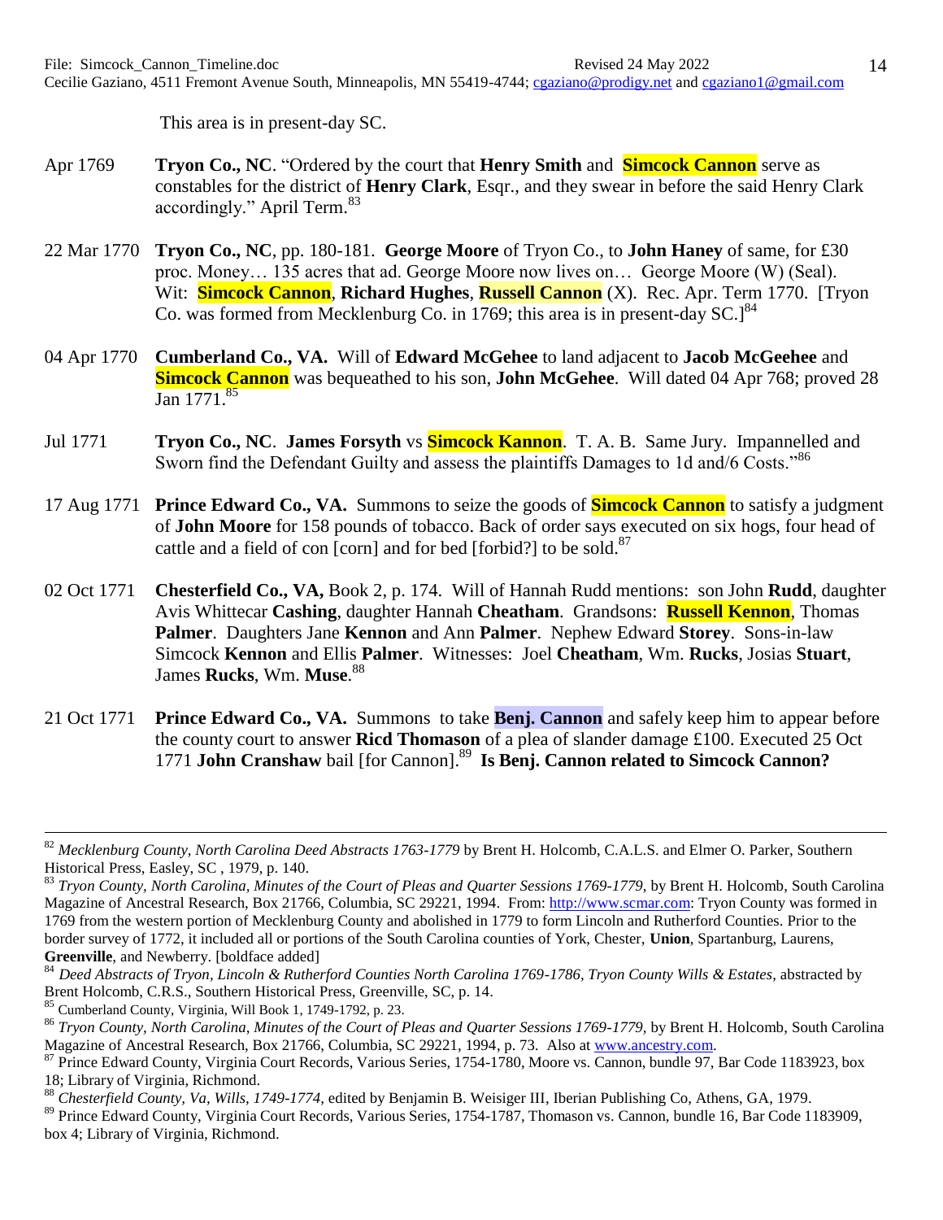This area is in present-day SC.

Apr 1769 **Tryon Co., NC**. "Ordered by the court that **Henry Smith** and **Simcock Cannon** serve as constables for the district of **Henry Clark**, Esqr., and they swear in before the said Henry Clark accordingly." April Term.[83]

22 Mar 1770 **Tryon Co., NC**, pp. 180-181. **George Moore** of Tryon Co., to **John Haney** of same, for £30 proc. Money… 135 acres that ad. George Moore now lives on… George Moore (W) (Seal). Wit: **Simcock Cannon**, **Richard Hughes**, **Russell Cannon** (X). Rec. Apr. Term 1770. [Tryon Co. was formed from Mecklenburg Co. in 1769; this area is in present-day SC.][84]

04 Apr 1770 **Cumberland Co., VA.** Will of **Edward McGehee** to land adjacent to **Jacob McGeehee** and **Simcock Cannon** was bequeathed to his son, **John McGehee**. Will dated 04 Apr 768; proved 28 Jan 1771.[85]

Jul 1771 **Tryon Co., NC**. **James Forsyth** vs **Simcock Kannon**. T. A. B. Same Jury. Impannelled and Sworn find the Defendant Guilty and assess the plaintiffs Damages to 1d and/6 Costs."[86]

17 Aug 1771 **Prince Edward Co., VA.** Summons to seize the goods of **Simcock Cannon** to satisfy a judgment of **John Moore** for 158 pounds of tobacco. Back of order says executed on six hogs, four head of cattle and a field of con [corn] and for bed [forbid?] to be sold.[87]

02 Oct 1771 **Chesterfield Co., VA,** Book 2, p. 174. Will of Hannah Rudd mentions: son John **Rudd**, daughter Avis Whittecar **Cashing**, daughter Hannah **Cheatham**. Grandsons: **Russell Kennon**, Thomas **Palmer**. Daughters Jane **Kennon** and Ann **Palmer**. Nephew Edward **Storey**. Sons-in-law Simcock **Kennon** and Ellis **Palmer**. Witnesses: Joel **Cheatham**, Wm. **Rucks**, Josias **Stuart**, James **Rucks**, Wm. **Muse**.[88]

21 Oct 1771 **Prince Edward Co., VA.** Summons to take **Benj. Cannon** and safely keep him to appear before the county court to answer **Ricd Thomason** of a plea of slander damage £100. Executed 25 Oct 1771 **John Cranshaw** bail [for Cannon].[89] **Is Benj. Cannon related to Simcock Cannon?**

---

[82] *Mecklenburg County, North Carolina Deed Abstracts 1763-1779* by Brent H. Holcomb, C.A.L.S. and Elmer O. Parker, Southern Historical Press, Easley, SC , 1979, p. 140.

[83] *Tryon County, North Carolina, Minutes of the Court of Pleas and Quarter Sessions 1769-1779,* by Brent H. Holcomb, South Carolina Magazine of Ancestral Research, Box 21766, Columbia, SC 29221, 1994. From: http://www.scmar.com: Tryon County was formed in 1769 from the western portion of Mecklenburg County and abolished in 1779 to form Lincoln and Rutherford Counties. Prior to the border survey of 1772, it included all or portions of the South Carolina counties of York, Chester, **Union**, Spartanburg, Laurens, **Greenville**, and Newberry. [boldface added]

[84] *Deed Abstracts of Tryon, Lincoln & Rutherford Counties North Carolina 1769-1786, Tryon County Wills & Estates*, abstracted by Brent Holcomb, C.R.S., Southern Historical Press, Greenville, SC, p. 14.

[85] Cumberland County, Virginia, Will Book 1, 1749-1792, p. 23.

[86] *Tryon County, North Carolina, Minutes of the Court of Pleas and Quarter Sessions 1769-1779,* by Brent H. Holcomb, South Carolina Magazine of Ancestral Research, Box 21766, Columbia, SC 29221, 1994, p. 73. Also at www.ancestry.com.

[87] Prince Edward County, Virginia Court Records, Various Series, 1754-1780, Moore vs. Cannon, bundle 97, Bar Code 1183923, box 18; Library of Virginia, Richmond.

[88] *Chesterfield County, Va, Wills, 1749-1774*, edited by Benjamin B. Weisiger III, Iberian Publishing Co, Athens, GA, 1979.

[89] Prince Edward County, Virginia Court Records, Various Series, 1754-1787, Thomason vs. Cannon, bundle 16, Bar Code 1183909, box 4; Library of Virginia, Richmond.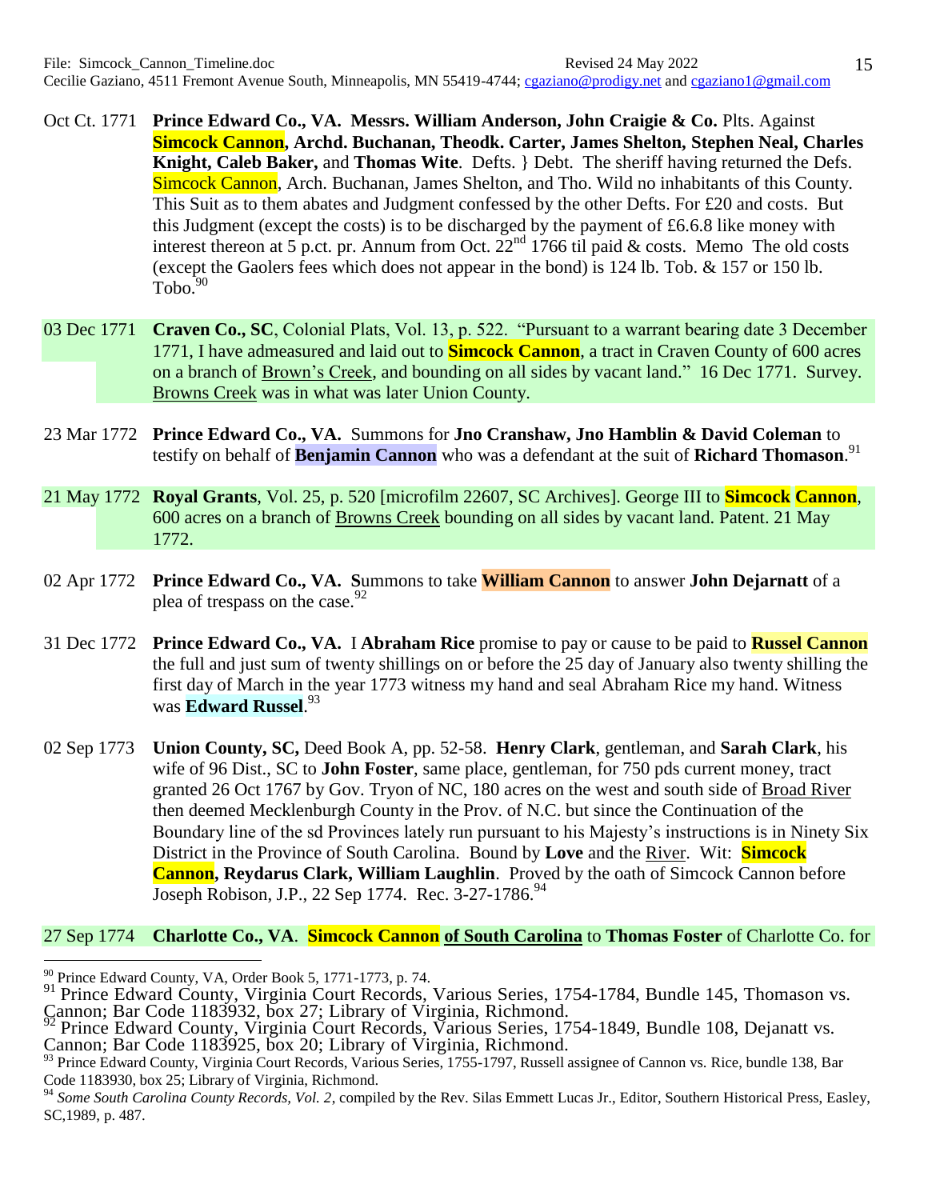Oct Ct. 1771 **Prince Edward Co., VA. Messrs. William Anderson, John Craigie & Co.** Plts. Against **Simcock Cannon, Archd. Buchanan, Theodk. Carter, James Shelton, Stephen Neal, Charles Knight, Caleb Baker,** and **Thomas Wite**. Defts. } Debt. The sheriff having returned the Defs. Simcock Cannon, Arch. Buchanan, James Shelton, and Tho. Wild no inhabitants of this County. This Suit as to them abates and Judgment confessed by the other Defts. For £20 and costs. But this Judgment (except the costs) is to be discharged by the payment of £6.6.8 like money with interest thereon at 5 p.ct. pr. Annum from Oct. 22nd 1766 til paid & costs. Memo The old costs (except the Gaolers fees which does not appear in the bond) is 124 lb. Tob. & 157 or 150 lb. Tobo.[90]

03 Dec 1771 **Craven Co., SC**, Colonial Plats, Vol. 13, p. 522. "Pursuant to a warrant bearing date 3 December 1771, I have admeasured and laid out to **Simcock Cannon**, a tract in Craven County of 600 acres on a branch of Brown's Creek, and bounding on all sides by vacant land." 16 Dec 1771. Survey. Browns Creek was in what was later Union County.

23 Mar 1772 **Prince Edward Co., VA.** Summons for **Jno Cranshaw, Jno Hamblin & David Coleman** to testify on behalf of **Benjamin Cannon** who was a defendant at the suit of **Richard Thomason**.[91]

21 May 1772 **Royal Grants**, Vol. 25, p. 520 [microfilm 22607, SC Archives]. George III to **Simcock Cannon**, 600 acres on a branch of Browns Creek bounding on all sides by vacant land. Patent. 21 May 1772.

02 Apr 1772 **Prince Edward Co., VA. S**ummons to take **William Cannon** to answer **John Dejarnatt** of a plea of trespass on the case.[92]

31 Dec 1772 **Prince Edward Co., VA.** I **Abraham Rice** promise to pay or cause to be paid to **Russel Cannon** the full and just sum of twenty shillings on or before the 25 day of January also twenty shilling the first day of March in the year 1773 witness my hand and seal Abraham Rice my hand. Witness was **Edward Russel**.[93]

02 Sep 1773 **Union County, SC,** Deed Book A, pp. 52-58. **Henry Clark**, gentleman, and **Sarah Clark**, his wife of 96 Dist., SC to **John Foster**, same place, gentleman, for 750 pds current money, tract granted 26 Oct 1767 by Gov. Tryon of NC, 180 acres on the west and south side of Broad River then deemed Mecklenburgh County in the Prov. of N.C. but since the Continuation of the Boundary line of the sd Provinces lately run pursuant to his Majesty's instructions is in Ninety Six District in the Province of South Carolina. Bound by **Love** and the River. Wit: **Simcock Cannon, Reydarus Clark, William Laughlin**. Proved by the oath of Simcock Cannon before Joseph Robison, J.P., 22 Sep 1774. Rec. 3-27-1786.[94]

27 Sep 1774 **Charlotte Co., VA**. **Simcock Cannon of South Carolina** to **Thomas Foster** of Charlotte Co. for

---

[90] Prince Edward County, VA, Order Book 5, 1771-1773, p. 74.

[91] Prince Edward County, Virginia Court Records, Various Series, 1754-1784, Bundle 145, Thomason vs. Cannon; Bar Code 1183932, box 27; Library of Virginia, Richmond.

[92] Prince Edward County, Virginia Court Records, Various Series, 1754-1849, Bundle 108, Dejanatt vs. Cannon; Bar Code 1183925, box 20; Library of Virginia, Richmond.

[93] Prince Edward County, Virginia Court Records, Various Series, 1755-1797, Russell assignee of Cannon vs. Rice, bundle 138, Bar Code 1183930, box 25; Library of Virginia, Richmond.

[94] *Some South Carolina County Records, Vol. 2*, compiled by the Rev. Silas Emmett Lucas Jr., Editor, Southern Historical Press, Easley, SC,1989, p. 487.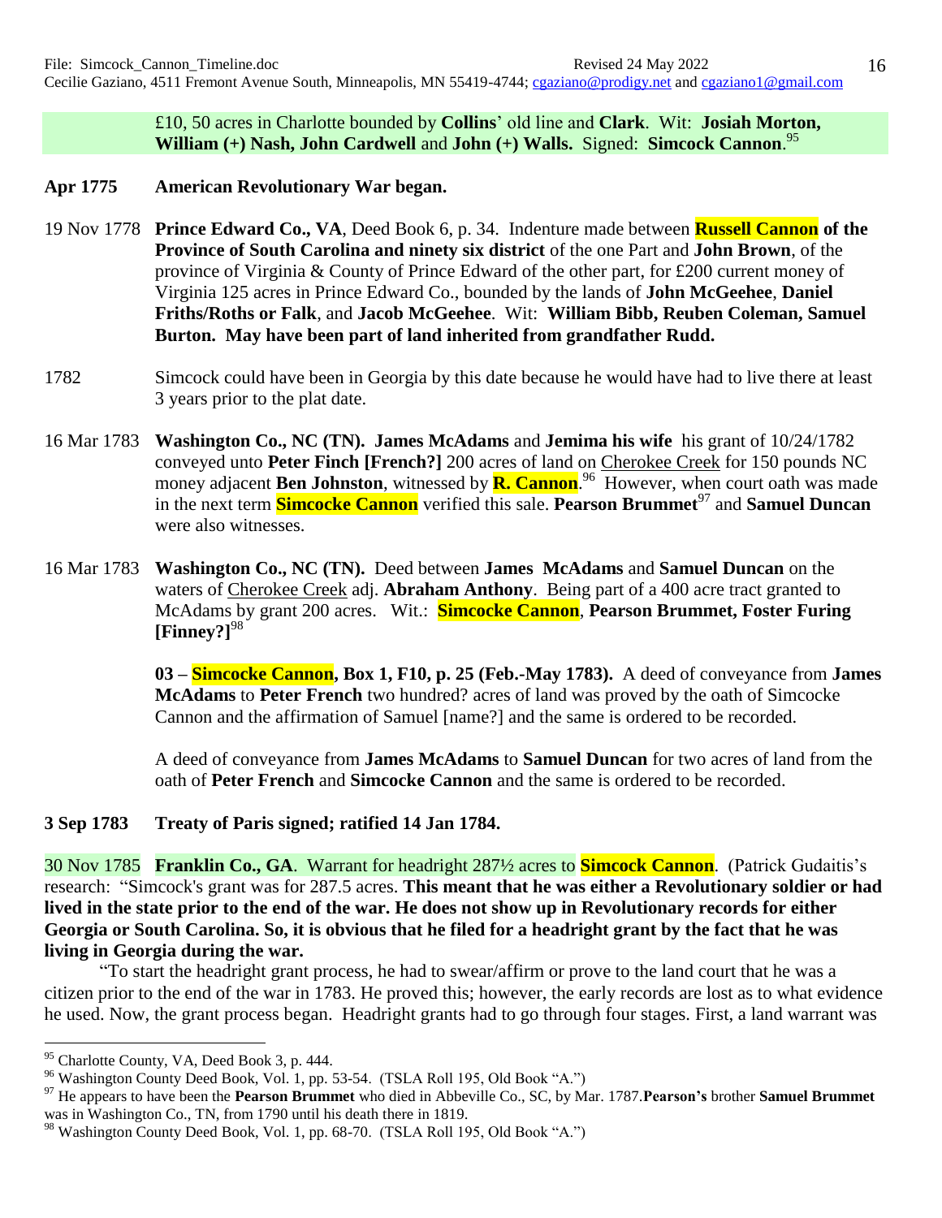£10, 50 acres in Charlotte bounded by **Collins**' old line and **Clark**. Wit: **Josiah Morton, William (+) Nash, John Cardwell** and **John (+) Walls.** Signed: **Simcock Cannon**.[95]

**Apr 1775 American Revolutionary War began.**

19 Nov 1778 **Prince Edward Co., VA**, Deed Book 6, p. 34. Indenture made between **Russell Cannon of the Province of South Carolina and ninety six district** of the one Part and **John Brown**, of the province of Virginia & County of Prince Edward of the other part, for £200 current money of Virginia 125 acres in Prince Edward Co., bounded by the lands of **John McGeehee**, **Daniel Friths/Roths or Falk**, and **Jacob McGeehee**. Wit: **William Bibb, Reuben Coleman, Samuel Burton. May have been part of land inherited from grandfather Rudd.**

1782 Simcock could have been in Georgia by this date because he would have had to live there at least 3 years prior to the plat date.

16 Mar 1783 **Washington Co., NC (TN). James McAdams** and **Jemima his wife** his grant of 10/24/1782 conveyed unto **Peter Finch [French?]** 200 acres of land on Cherokee Creek for 150 pounds NC money adjacent **Ben Johnston**, witnessed by **R. Cannon**.[96] However, when court oath was made in the next term **Simcocke Cannon** verified this sale. **Pearson Brummet**[97] and **Samuel Duncan** were also witnesses.

16 Mar 1783 **Washington Co., NC (TN).** Deed between **James McAdams** and **Samuel Duncan** on the waters of Cherokee Creek adj. **Abraham Anthony**. Being part of a 400 acre tract granted to McAdams by grant 200 acres. Wit.: **Simcocke Cannon**, **Pearson Brummet, Foster Furing [Finney?]**[98]

**03 – Simcocke Cannon, Box 1, F10, p. 25 (Feb.-May 1783).** A deed of conveyance from **James McAdams** to **Peter French** two hundred? acres of land was proved by the oath of Simcocke Cannon and the affirmation of Samuel [name?] and the same is ordered to be recorded.

A deed of conveyance from **James McAdams** to **Samuel Duncan** for two acres of land from the oath of **Peter French** and **Simcocke Cannon** and the same is ordered to be recorded.

**3 Sep 1783 Treaty of Paris signed; ratified 14 Jan 1784.**

30 Nov 1785 **Franklin Co., GA**. Warrant for headright 287½ acres to **Simcock Cannon**. (Patrick Gudaitis's research: "Simcock's grant was for 287.5 acres. **This meant that he was either a Revolutionary soldier or had lived in the state prior to the end of the war. He does not show up in Revolutionary records for either Georgia or South Carolina. So, it is obvious that he filed for a headright grant by the fact that he was living in Georgia during the war.**

"To start the headright grant process, he had to swear/affirm or prove to the land court that he was a citizen prior to the end of the war in 1783. He proved this; however, the early records are lost as to what evidence he used. Now, the grant process began. Headright grants had to go through four stages. First, a land warrant was

---

[95] Charlotte County, VA, Deed Book 3, p. 444.

[96] Washington County Deed Book, Vol. 1, pp. 53-54. (TSLA Roll 195, Old Book "A.")

[97] He appears to have been the **Pearson Brummet** who died in Abbeville Co., SC, by Mar. 1787.**Pearson's** brother **Samuel Brummet** was in Washington Co., TN, from 1790 until his death there in 1819.

[98] Washington County Deed Book, Vol. 1, pp. 68-70. (TSLA Roll 195, Old Book "A.")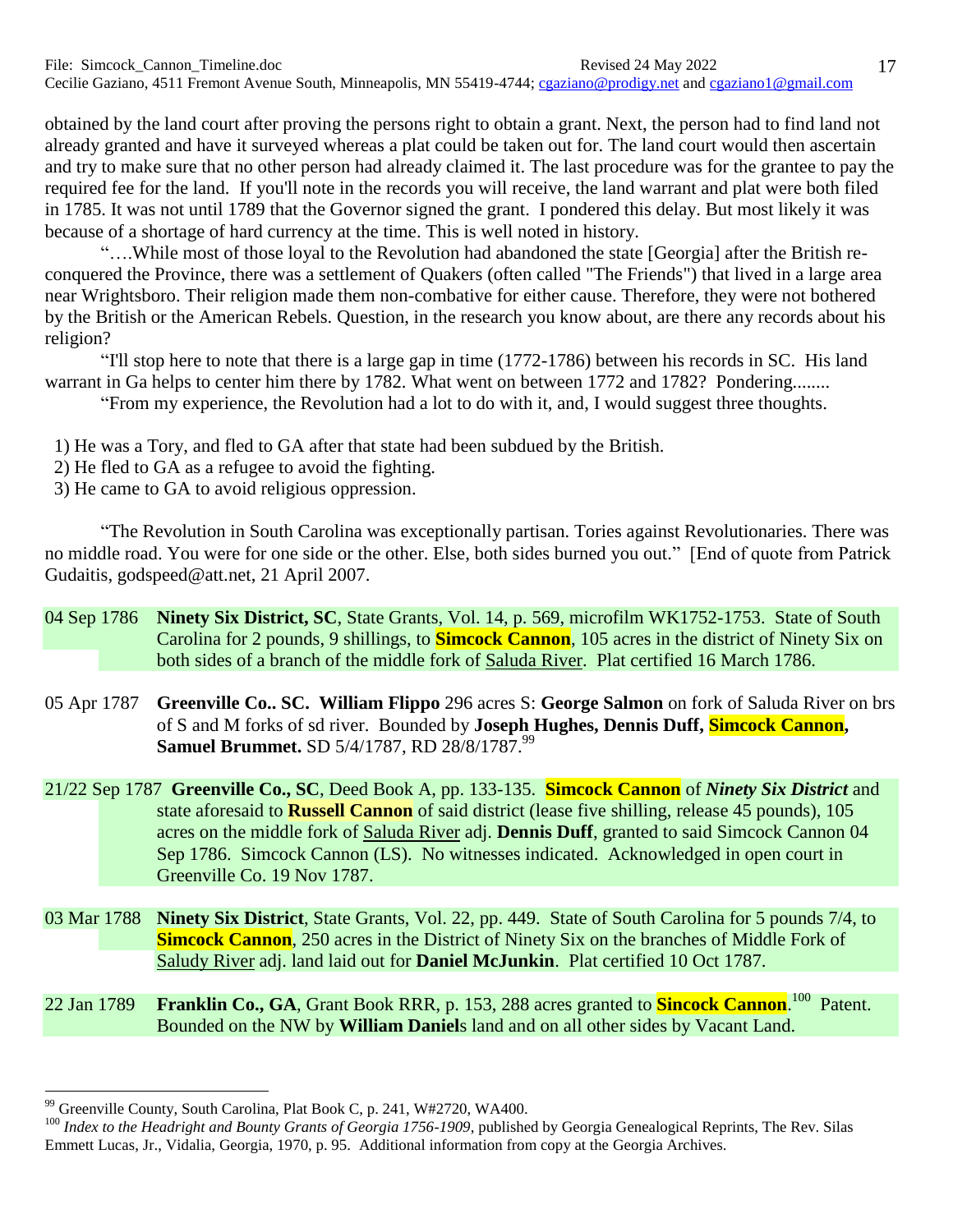obtained by the land court after proving the persons right to obtain a grant. Next, the person had to find land not already granted and have it surveyed whereas a plat could be taken out for. The land court would then ascertain and try to make sure that no other person had already claimed it. The last procedure was for the grantee to pay the required fee for the land. If you'll note in the records you will receive, the land warrant and plat were both filed in 1785. It was not until 1789 that the Governor signed the grant. I pondered this delay. But most likely it was because of a shortage of hard currency at the time. This is well noted in history.

"….While most of those loyal to the Revolution had abandoned the state [Georgia] after the British re-conquered the Province, there was a settlement of Quakers (often called "The Friends") that lived in a large area near Wrightsboro. Their religion made them non-combative for either cause. Therefore, they were not bothered by the British or the American Rebels. Question, in the research you know about, are there any records about his religion?

"I'll stop here to note that there is a large gap in time (1772-1786) between his records in SC. His land warrant in Ga helps to center him there by 1782. What went on between 1772 and 1782? Pondering........

"From my experience, the Revolution had a lot to do with it, and, I would suggest three thoughts.

1) He was a Tory, and fled to GA after that state had been subdued by the British.
2) He fled to GA as a refugee to avoid the fighting.
3) He came to GA to avoid religious oppression.

"The Revolution in South Carolina was exceptionally partisan. Tories against Revolutionaries. There was no middle road. You were for one side or the other. Else, both sides burned you out." [End of quote from Patrick Gudaitis, godspeed@att.net, 21 April 2007.

04 Sep 1786 **Ninety Six District, SC**, State Grants, Vol. 14, p. 569, microfilm WK1752-1753. State of South Carolina for 2 pounds, 9 shillings, to **Simcock Cannon**, 105 acres in the district of Ninety Six on both sides of a branch of the middle fork of Saluda River. Plat certified 16 March 1786.

05 Apr 1787 **Greenville Co.. SC. William Flippo** 296 acres S: **George Salmon** on fork of Saluda River on brs of S and M forks of sd river. Bounded by **Joseph Hughes, Dennis Duff, Simcock Cannon, Samuel Brummet.** SD 5/4/1787, RD 28/8/1787.[99]

21/22 Sep 1787 **Greenville Co., SC**, Deed Book A, pp. 133-135. **Simcock Cannon** of ***Ninety Six District*** and state aforesaid to **Russell Cannon** of said district (lease five shilling, release 45 pounds), 105 acres on the middle fork of Saluda River adj. **Dennis Duff**, granted to said Simcock Cannon 04 Sep 1786. Simcock Cannon (LS). No witnesses indicated. Acknowledged in open court in Greenville Co. 19 Nov 1787.

03 Mar 1788 **Ninety Six District**, State Grants, Vol. 22, pp. 449. State of South Carolina for 5 pounds 7/4, to **Simcock Cannon**, 250 acres in the District of Ninety Six on the branches of Middle Fork of Saludy River adj. land laid out for **Daniel McJunkin**. Plat certified 10 Oct 1787.

22 Jan 1789 **Franklin Co., GA**, Grant Book RRR, p. 153, 288 acres granted to **Sincock Cannon**.[100] Patent. Bounded on the NW by **William Daniel**s land and on all other sides by Vacant Land.

---

[99] Greenville County, South Carolina, Plat Book C, p. 241, W#2720, WA400.

[100] *Index to the Headright and Bounty Grants of Georgia 1756-1909*, published by Georgia Genealogical Reprints, The Rev. Silas Emmett Lucas, Jr., Vidalia, Georgia, 1970, p. 95. Additional information from copy at the Georgia Archives.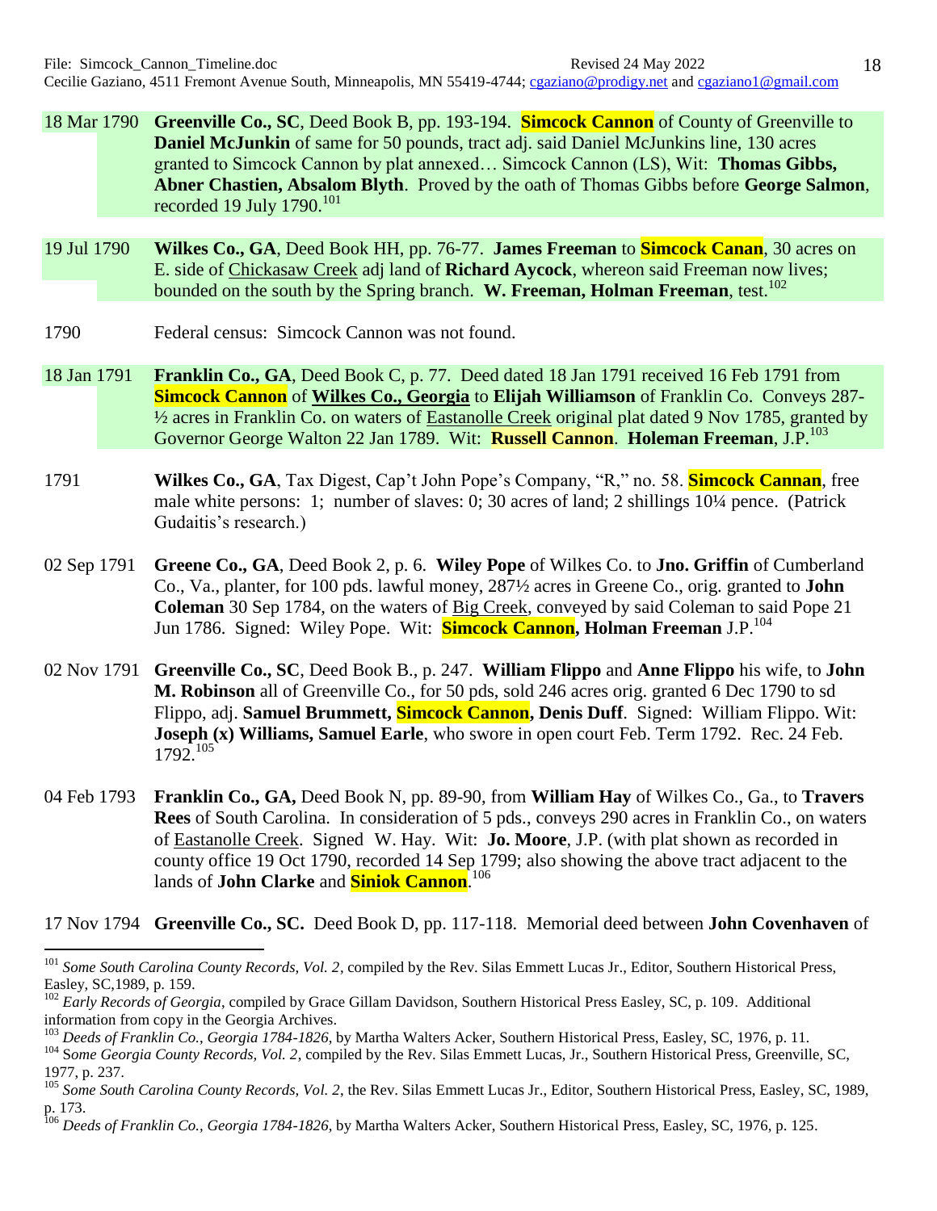18 Mar 1790 **Greenville Co., SC**, Deed Book B, pp. 193-194. **Simcock Cannon** of County of Greenville to **Daniel McJunkin** of same for 50 pounds, tract adj. said Daniel McJunkins line, 130 acres granted to Simcock Cannon by plat annexed… Simcock Cannon (LS), Wit: **Thomas Gibbs, Abner Chastien, Absalom Blyth**. Proved by the oath of Thomas Gibbs before **George Salmon**, recorded 19 July 1790.[101]

19 Jul 1790 **Wilkes Co., GA**, Deed Book HH, pp. 76-77. **James Freeman** to **Simcock Canan**, 30 acres on E. side of Chickasaw Creek adj land of **Richard Aycock**, whereon said Freeman now lives; bounded on the south by the Spring branch. **W. Freeman, Holman Freeman**, test.[102]

1790 Federal census: Simcock Cannon was not found.

18 Jan 1791 **Franklin Co., GA**, Deed Book C, p. 77. Deed dated 18 Jan 1791 received 16 Feb 1791 from **Simcock Cannon** of **Wilkes Co., Georgia** to **Elijah Williamson** of Franklin Co. Conveys 287-½ acres in Franklin Co. on waters of Eastanolle Creek original plat dated 9 Nov 1785, granted by Governor George Walton 22 Jan 1789. Wit: **Russell Cannon**. **Holeman Freeman**, J.P.[103]

1791 **Wilkes Co., GA**, Tax Digest, Cap't John Pope's Company, "R," no. 58. **Simcock Cannan**, free male white persons: 1; number of slaves: 0; 30 acres of land; 2 shillings 10¼ pence. (Patrick Gudaitis's research.)

02 Sep 1791 **Greene Co., GA**, Deed Book 2, p. 6. **Wiley Pope** of Wilkes Co. to **Jno. Griffin** of Cumberland Co., Va., planter, for 100 pds. lawful money, 287½ acres in Greene Co., orig. granted to **John Coleman** 30 Sep 1784, on the waters of Big Creek, conveyed by said Coleman to said Pope 21 Jun 1786. Signed: Wiley Pope. Wit: **Simcock Cannon, Holman Freeman** J.P.[104]

02 Nov 1791 **Greenville Co., SC**, Deed Book B., p. 247. **William Flippo** and **Anne Flippo** his wife, to **John M. Robinson** all of Greenville Co., for 50 pds, sold 246 acres orig. granted 6 Dec 1790 to sd Flippo, adj. **Samuel Brummett, Simcock Cannon, Denis Duff**. Signed: William Flippo. Wit: **Joseph (x) Williams, Samuel Earle**, who swore in open court Feb. Term 1792. Rec. 24 Feb. 1792.[105]

04 Feb 1793 **Franklin Co., GA,** Deed Book N, pp. 89-90, from **William Hay** of Wilkes Co., Ga., to **Travers Rees** of South Carolina. In consideration of 5 pds., conveys 290 acres in Franklin Co., on waters of Eastanolle Creek. Signed W. Hay. Wit: **Jo. Moore**, J.P. (with plat shown as recorded in county office 19 Oct 1790, recorded 14 Sep 1799; also showing the above tract adjacent to the lands of **John Clarke** and **Siniok Cannon**.[106]

17 Nov 1794 **Greenville Co., SC.** Deed Book D, pp. 117-118. Memorial deed between **John Covenhaven** of

---

[101] *Some South Carolina County Records, Vol. 2*, compiled by the Rev. Silas Emmett Lucas Jr., Editor, Southern Historical Press, Easley, SC,1989, p. 159.

[102] *Early Records of Georgia*, compiled by Grace Gillam Davidson, Southern Historical Press Easley, SC, p. 109. Additional information from copy in the Georgia Archives.

[103] *Deeds of Franklin Co., Georgia 1784-1826*, by Martha Walters Acker, Southern Historical Press, Easley, SC, 1976, p. 11.

[104] *Some Georgia County Records, Vol. 2*, compiled by the Rev. Silas Emmett Lucas, Jr., Southern Historical Press, Greenville, SC, 1977, p. 237.

[105] *Some South Carolina County Records, Vol. 2*, the Rev. Silas Emmett Lucas Jr., Editor, Southern Historical Press, Easley, SC, 1989, p. 173.

[106] *Deeds of Franklin Co., Georgia 1784-1826*, by Martha Walters Acker, Southern Historical Press, Easley, SC, 1976, p. 125.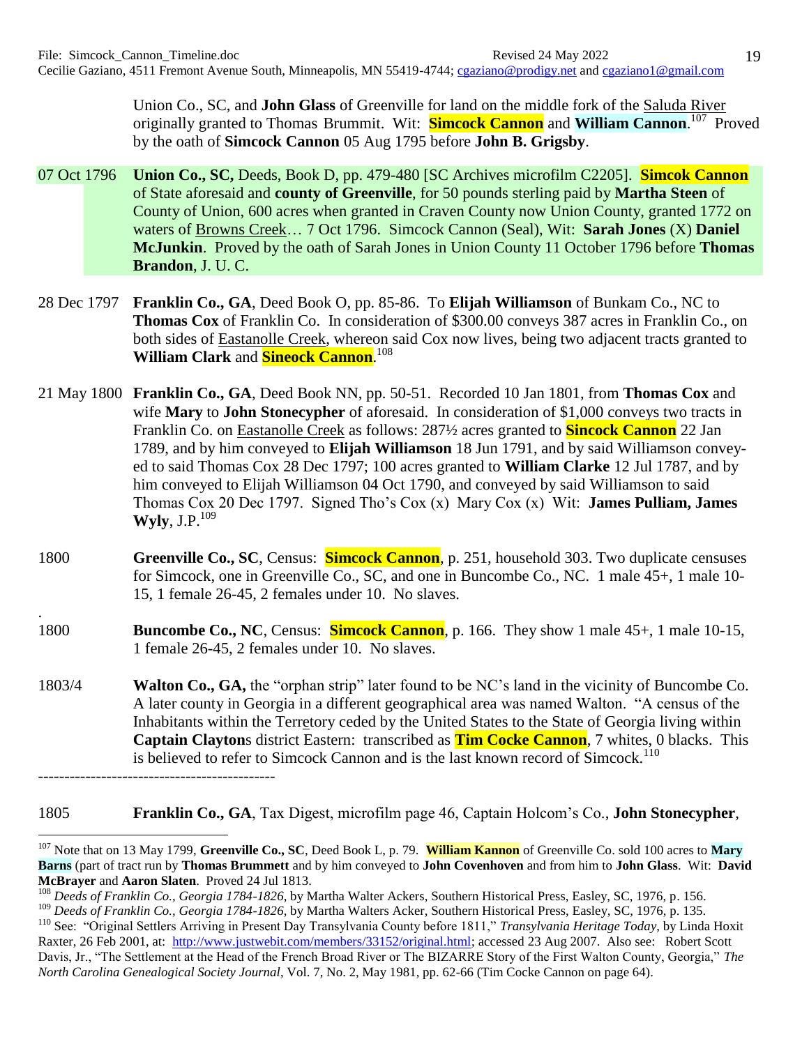Union Co., SC, and **John Glass** of Greenville for land on the middle fork of the Saluda River originally granted to Thomas Brummit. Wit: **Simcock Cannon** and **William Cannon**.[107] Proved by the oath of **Simcock Cannon** 05 Aug 1795 before **John B. Grigsby**.

07 Oct 1796 **Union Co., SC,** Deeds, Book D, pp. 479-480 [SC Archives microfilm C2205]. **Simcok Cannon** of State aforesaid and **county of Greenville**, for 50 pounds sterling paid by **Martha Steen** of County of Union, 600 acres when granted in Craven County now Union County, granted 1772 on waters of Browns Creek… 7 Oct 1796. Simcock Cannon (Seal), Wit: **Sarah Jones** (X) **Daniel McJunkin**. Proved by the oath of Sarah Jones in Union County 11 October 1796 before **Thomas Brandon**, J. U. C.

28 Dec 1797 **Franklin Co., GA**, Deed Book O, pp. 85-86. To **Elijah Williamson** of Bunkam Co., NC to **Thomas Cox** of Franklin Co. In consideration of $300.00 conveys 387 acres in Franklin Co., on both sides of Eastanolle Creek, whereon said Cox now lives, being two adjacent tracts granted to **William Clark** and **Sineock Cannon**.[108]

21 May 1800 **Franklin Co., GA**, Deed Book NN, pp. 50-51. Recorded 10 Jan 1801, from **Thomas Cox** and wife **Mary** to **John Stonecypher** of aforesaid. In consideration of $1,000 conveys two tracts in Franklin Co. on Eastanolle Creek as follows: 287½ acres granted to **Sincock Cannon** 22 Jan 1789, and by him conveyed to **Elijah Williamson** 18 Jun 1791, and by said Williamson conveyed to said Thomas Cox 28 Dec 1797; 100 acres granted to **William Clarke** 12 Jul 1787, and by him conveyed to Elijah Williamson 04 Oct 1790, and conveyed by said Williamson to said Thomas Cox 20 Dec 1797. Signed Tho's Cox (x) Mary Cox (x) Wit: **James Pulliam, James Wyly**, J.P.[109]

1800 **Greenville Co., SC**, Census: **Simcock Cannon**, p. 251, household 303. Two duplicate censuses for Simcock, one in Greenville Co., SC, and one in Buncombe Co., NC. 1 male 45+, 1 male 10-15, 1 female 26-45, 2 females under 10. No slaves.

.

1800 **Buncombe Co., NC**, Census: **Simcock Cannon**, p. 166. They show 1 male 45+, 1 male 10-15, 1 female 26-45, 2 females under 10. No slaves.

1803/4 **Walton Co., GA,** the "orphan strip" later found to be NC's land in the vicinity of Buncombe Co. A later county in Georgia in a different geographical area was named Walton. "A census of the Inhabitants within the Terretory ceded by the United States to the State of Georgia living within **Captain Clayton**s district Eastern: transcribed as **Tim Cocke Cannon**, 7 whites, 0 blacks. This is believed to refer to Simcock Cannon and is the last known record of Simcock.[110]

---------------------------------------------

1805 **Franklin Co., GA**, Tax Digest, microfilm page 46, Captain Holcom's Co., **John Stonecypher**,

[107] Note that on 13 May 1799, **Greenville Co., SC**, Deed Book L, p. 79. **William Kannon** of Greenville Co. sold 100 acres to **Mary Barns** (part of tract run by **Thomas Brummett** and by him conveyed to **John Covenhoven** and from him to **John Glass**. Wit: **David McBrayer** and **Aaron Slaten**. Proved 24 Jul 1813.

[108] *Deeds of Franklin Co., Georgia 1784-1826*, by Martha Walter Ackers, Southern Historical Press, Easley, SC, 1976, p. 156.

[109] *Deeds of Franklin Co., Georgia 1784-1826*, by Martha Walters Acker, Southern Historical Press, Easley, SC, 1976, p. 135.

[110] See: "Original Settlers Arriving in Present Day Transylvania County before 1811," *Transylvania Heritage Today*, by Linda Hoxit Raxter, 26 Feb 2001, at: http://www.justwebit.com/members/33152/original.html; accessed 23 Aug 2007. Also see: Robert Scott Davis, Jr., "The Settlement at the Head of the French Broad River or The BIZARRE Story of the First Walton County, Georgia," *The North Carolina Genealogical Society Journal*, Vol. 7, No. 2, May 1981, pp. 62-66 (Tim Cocke Cannon on page 64).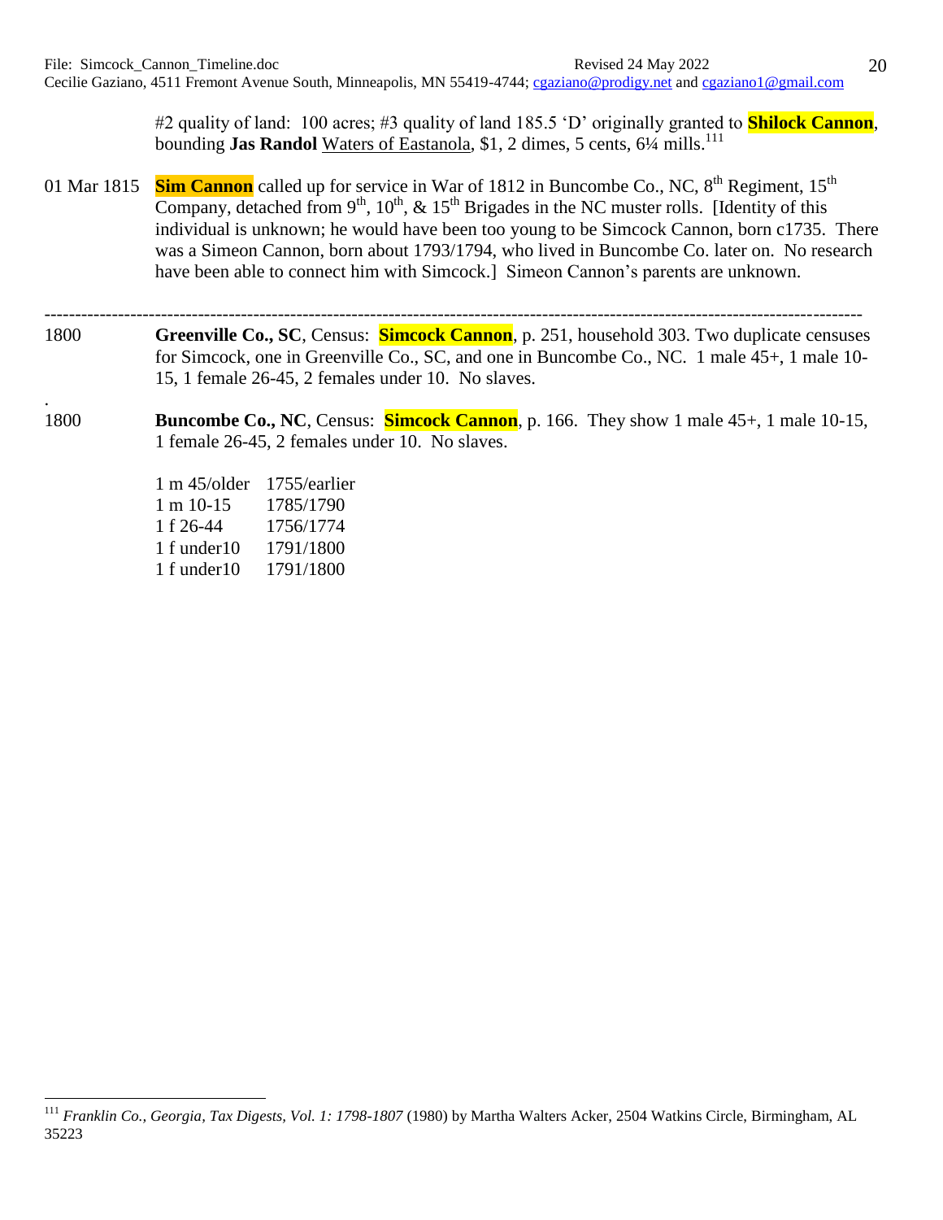#2 quality of land:  100 acres; #3 quality of land 185.5 'D' originally granted to **Shilock Cannon**, bounding **Jas Randol** Waters of Eastanola, $1, 2 dimes, 5 cents, 6¼ mills.[111]

01 Mar 1815 **Sim Cannon** called up for service in War of 1812 in Buncombe Co., NC, 8th Regiment, 15th Company, detached from 9th, 10th, & 15th Brigades in the NC muster rolls.  [Identity of this individual is unknown; he would have been too young to be Simcock Cannon, born c1735.  There was a Simeon Cannon, born about 1793/1794, who lived in Buncombe Co. later on.  No research have been able to connect him with Simcock.]  Simeon Cannon's parents are unknown.

---

1800 **Greenville Co., SC**, Census:  **Simcock Cannon**, p. 251, household 303. Two duplicate censuses for Simcock, one in Greenville Co., SC, and one in Buncombe Co., NC.  1 male 45+, 1 male 10-15, 1 female 26-45, 2 females under 10.  No slaves.

.

1800 **Buncombe Co., NC**, Census:  **Simcock Cannon**, p. 166.  They show 1 male 45+, 1 male 10-15, 1 female 26-45, 2 females under 10.  No slaves.

| | |
|---|---|
| 1 m 45/older | 1755/earlier |
| 1 m 10-15 | 1785/1790 |
| 1 f 26-44 | 1756/1774 |
| 1 f under10 | 1791/1800 |
| 1 f under10 | 1791/1800 |

[111] *Franklin Co., Georgia, Tax Digests, Vol. 1: 1798-1807* (1980) by Martha Walters Acker, 2504 Watkins Circle, Birmingham, AL 35223